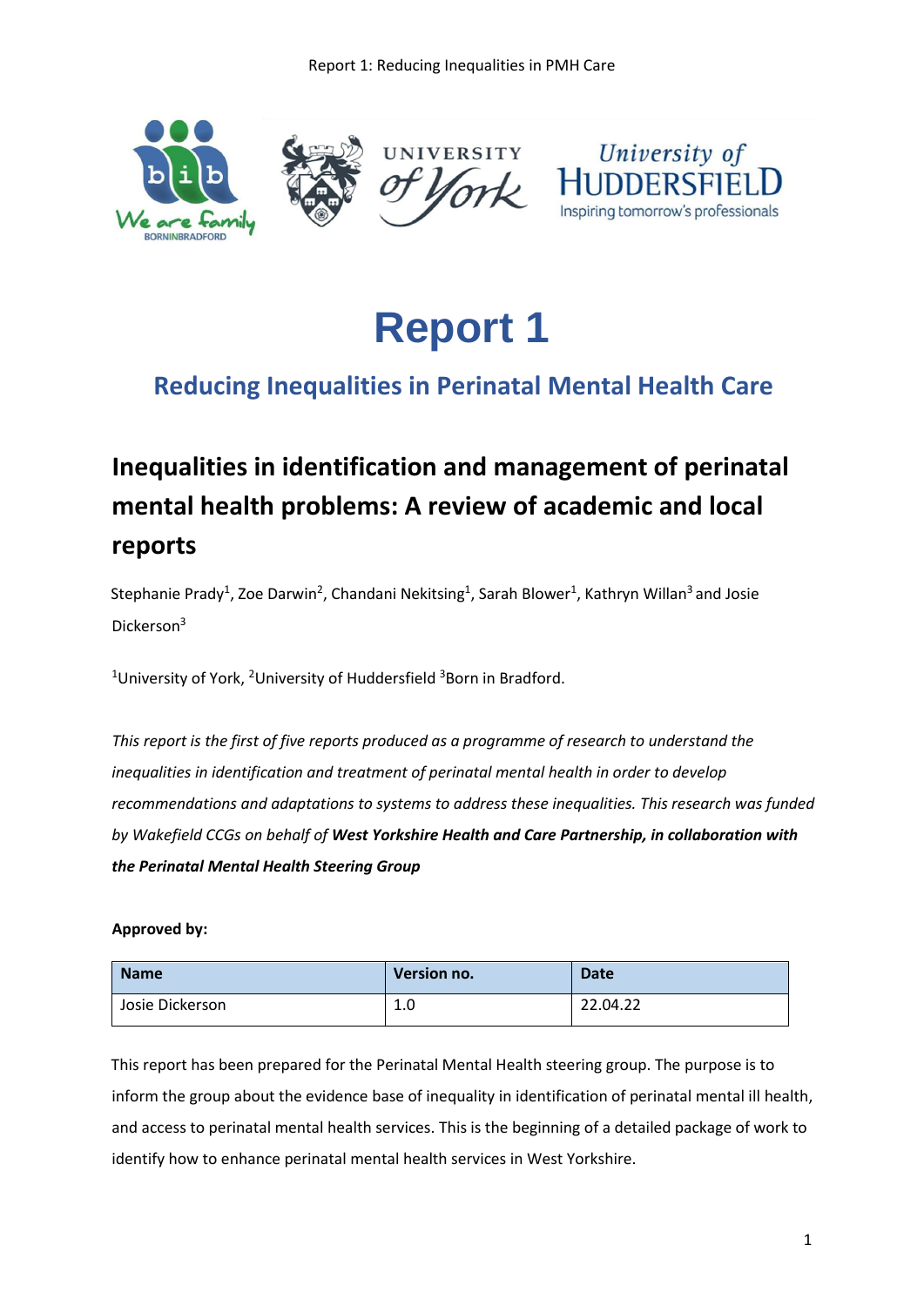# Report 1

## Reducing Inequalities in Perinatal Mental Health Care

## Inequalities in identification and management of perinatal mental health problems: A review of academic and local reports

Stephanie Prady[1], Zoe Darwin[2], Chandani Nekitsing[1], Sarah Blower[1], Kathryn Willan[3] and Josie Dickerson[3]

[1]University of York, [2]University of Huddersfield [3]Born in Bradford.

*This report is the first of five reports produced as a programme of research to understand the inequalities in identification and treatment of perinatal mental health in order to develop recommendations and adaptations to systems to address these inequalities. This research was funded by Wakefield CCGs on behalf of* ***West Yorkshire Health and Care Partnership, in collaboration with the Perinatal Mental Health Steering Group***

**Approved by:**

| Name | Version no. | Date |
| --- | --- | --- |
| Josie Dickerson | 1.0 | 22.04.22 |

This report has been prepared for the Perinatal Mental Health steering group. The purpose is to inform the group about the evidence base of inequality in identification of perinatal mental ill health, and access to perinatal mental health services. This is the beginning of a detailed package of work to identify how to enhance perinatal mental health services in West Yorkshire.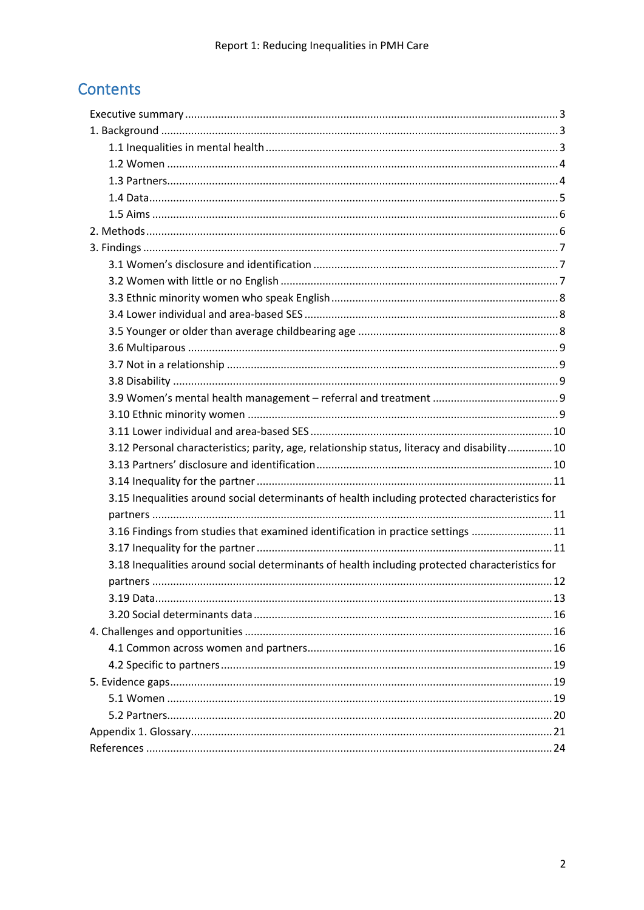## Contents

Executive summary ........ 3

1. Background ........ 3
   - 1.1 Inequalities in mental health ........ 3
   - 1.2 Women ........ 4
   - 1.3 Partners ........ 4
   - 1.4 Data ........ 5
   - 1.5 Aims ........ 6
2. Methods ........ 6
3. Findings ........ 7
   - 3.1 Women's disclosure and identification ........ 7
   - 3.2 Women with little or no English ........ 7
   - 3.3 Ethnic minority women who speak English ........ 8
   - 3.4 Lower individual and area-based SES ........ 8
   - 3.5 Younger or older than average childbearing age ........ 8
   - 3.6 Multiparous ........ 9
   - 3.7 Not in a relationship ........ 9
   - 3.8 Disability ........ 9
   - 3.9 Women's mental health management – referral and treatment ........ 9
   - 3.10 Ethnic minority women ........ 9
   - 3.11 Lower individual and area-based SES ........ 10
   - 3.12 Personal characteristics; parity, age, relationship status, literacy and disability ........ 10
   - 3.13 Partners' disclosure and identification ........ 10
   - 3.14 Inequality for the partner ........ 11
   - 3.15 Inequalities around social determinants of health including protected characteristics for partners ........ 11
   - 3.16 Findings from studies that examined identification in practice settings ........ 11
   - 3.17 Inequality for the partner ........ 11
   - 3.18 Inequalities around social determinants of health including protected characteristics for partners ........ 12
   - 3.19 Data ........ 13
   - 3.20 Social determinants data ........ 16
4. Challenges and opportunities ........ 16
   - 4.1 Common across women and partners ........ 16
   - 4.2 Specific to partners ........ 19
5. Evidence gaps ........ 19
   - 5.1 Women ........ 19
   - 5.2 Partners ........ 20

Appendix 1. Glossary ........ 21

References ........ 24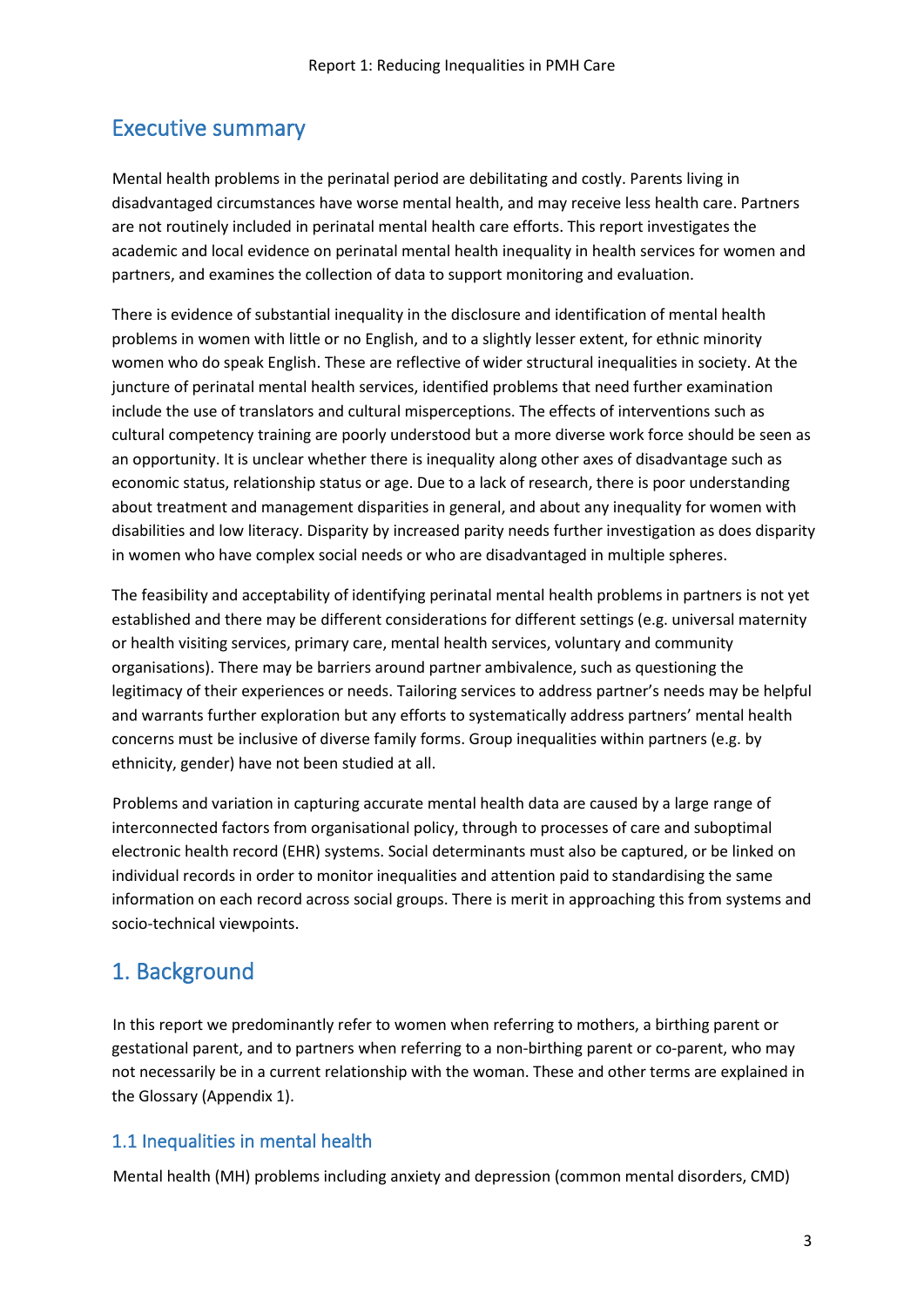## Executive summary

Mental health problems in the perinatal period are debilitating and costly. Parents living in disadvantaged circumstances have worse mental health, and may receive less health care. Partners are not routinely included in perinatal mental health care efforts. This report investigates the academic and local evidence on perinatal mental health inequality in health services for women and partners, and examines the collection of data to support monitoring and evaluation.

There is evidence of substantial inequality in the disclosure and identification of mental health problems in women with little or no English, and to a slightly lesser extent, for ethnic minority women who do speak English. These are reflective of wider structural inequalities in society. At the juncture of perinatal mental health services, identified problems that need further examination include the use of translators and cultural misperceptions. The effects of interventions such as cultural competency training are poorly understood but a more diverse work force should be seen as an opportunity. It is unclear whether there is inequality along other axes of disadvantage such as economic status, relationship status or age. Due to a lack of research, there is poor understanding about treatment and management disparities in general, and about any inequality for women with disabilities and low literacy. Disparity by increased parity needs further investigation as does disparity in women who have complex social needs or who are disadvantaged in multiple spheres.

The feasibility and acceptability of identifying perinatal mental health problems in partners is not yet established and there may be different considerations for different settings (e.g. universal maternity or health visiting services, primary care, mental health services, voluntary and community organisations). There may be barriers around partner ambivalence, such as questioning the legitimacy of their experiences or needs. Tailoring services to address partner's needs may be helpful and warrants further exploration but any efforts to systematically address partners' mental health concerns must be inclusive of diverse family forms. Group inequalities within partners (e.g. by ethnicity, gender) have not been studied at all.

Problems and variation in capturing accurate mental health data are caused by a large range of interconnected factors from organisational policy, through to processes of care and suboptimal electronic health record (EHR) systems. Social determinants must also be captured, or be linked on individual records in order to monitor inequalities and attention paid to standardising the same information on each record across social groups. There is merit in approaching this from systems and socio-technical viewpoints.

## 1. Background

In this report we predominantly refer to women when referring to mothers, a birthing parent or gestational parent, and to partners when referring to a non-birthing parent or co-parent, who may not necessarily be in a current relationship with the woman. These and other terms are explained in the Glossary (Appendix 1).

### 1.1 Inequalities in mental health

Mental health (MH) problems including anxiety and depression (common mental disorders, CMD)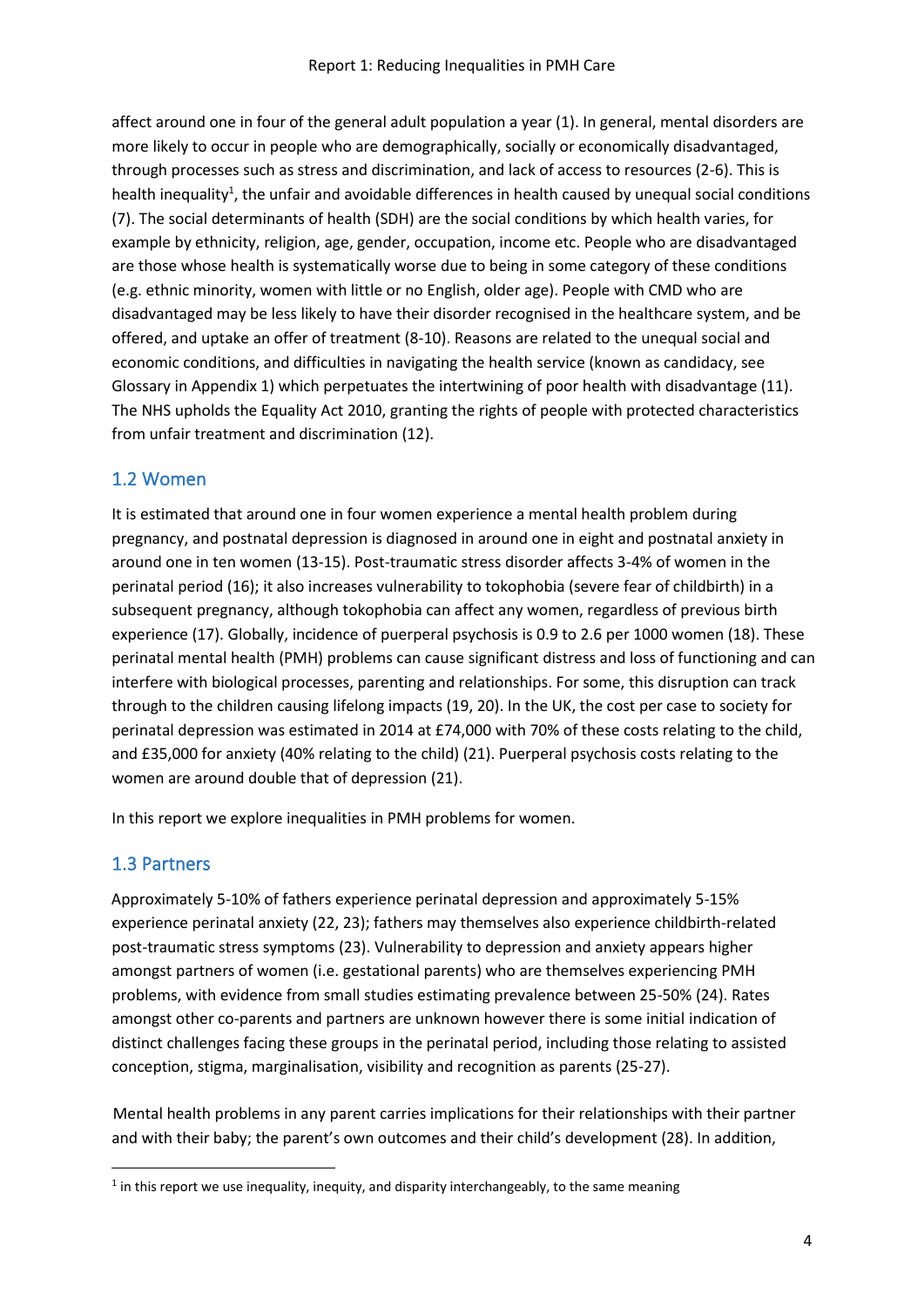affect around one in four of the general adult population a year (1). In general, mental disorders are more likely to occur in people who are demographically, socially or economically disadvantaged, through processes such as stress and discrimination, and lack of access to resources (2-6). This is health inequality[1], the unfair and avoidable differences in health caused by unequal social conditions (7). The social determinants of health (SDH) are the social conditions by which health varies, for example by ethnicity, religion, age, gender, occupation, income etc. People who are disadvantaged are those whose health is systematically worse due to being in some category of these conditions (e.g. ethnic minority, women with little or no English, older age). People with CMD who are disadvantaged may be less likely to have their disorder recognised in the healthcare system, and be offered, and uptake an offer of treatment (8-10). Reasons are related to the unequal social and economic conditions, and difficulties in navigating the health service (known as candidacy, see Glossary in Appendix 1) which perpetuates the intertwining of poor health with disadvantage (11). The NHS upholds the Equality Act 2010, granting the rights of people with protected characteristics from unfair treatment and discrimination (12).

## 1.2 Women

It is estimated that around one in four women experience a mental health problem during pregnancy, and postnatal depression is diagnosed in around one in eight and postnatal anxiety in around one in ten women (13-15). Post-traumatic stress disorder affects 3-4% of women in the perinatal period (16); it also increases vulnerability to tokophobia (severe fear of childbirth) in a subsequent pregnancy, although tokophobia can affect any women, regardless of previous birth experience (17). Globally, incidence of puerperal psychosis is 0.9 to 2.6 per 1000 women (18). These perinatal mental health (PMH) problems can cause significant distress and loss of functioning and can interfere with biological processes, parenting and relationships. For some, this disruption can track through to the children causing lifelong impacts (19, 20). In the UK, the cost per case to society for perinatal depression was estimated in 2014 at £74,000 with 70% of these costs relating to the child, and £35,000 for anxiety (40% relating to the child) (21). Puerperal psychosis costs relating to the women are around double that of depression (21).

In this report we explore inequalities in PMH problems for women.

## 1.3 Partners

Approximately 5-10% of fathers experience perinatal depression and approximately 5-15% experience perinatal anxiety (22, 23); fathers may themselves also experience childbirth-related post-traumatic stress symptoms (23). Vulnerability to depression and anxiety appears higher amongst partners of women (i.e. gestational parents) who are themselves experiencing PMH problems, with evidence from small studies estimating prevalence between 25-50% (24). Rates amongst other co-parents and partners are unknown however there is some initial indication of distinct challenges facing these groups in the perinatal period, including those relating to assisted conception, stigma, marginalisation, visibility and recognition as parents (25-27).

Mental health problems in any parent carries implications for their relationships with their partner and with their baby; the parent's own outcomes and their child's development (28). In addition,

[1] in this report we use inequality, inequity, and disparity interchangeably, to the same meaning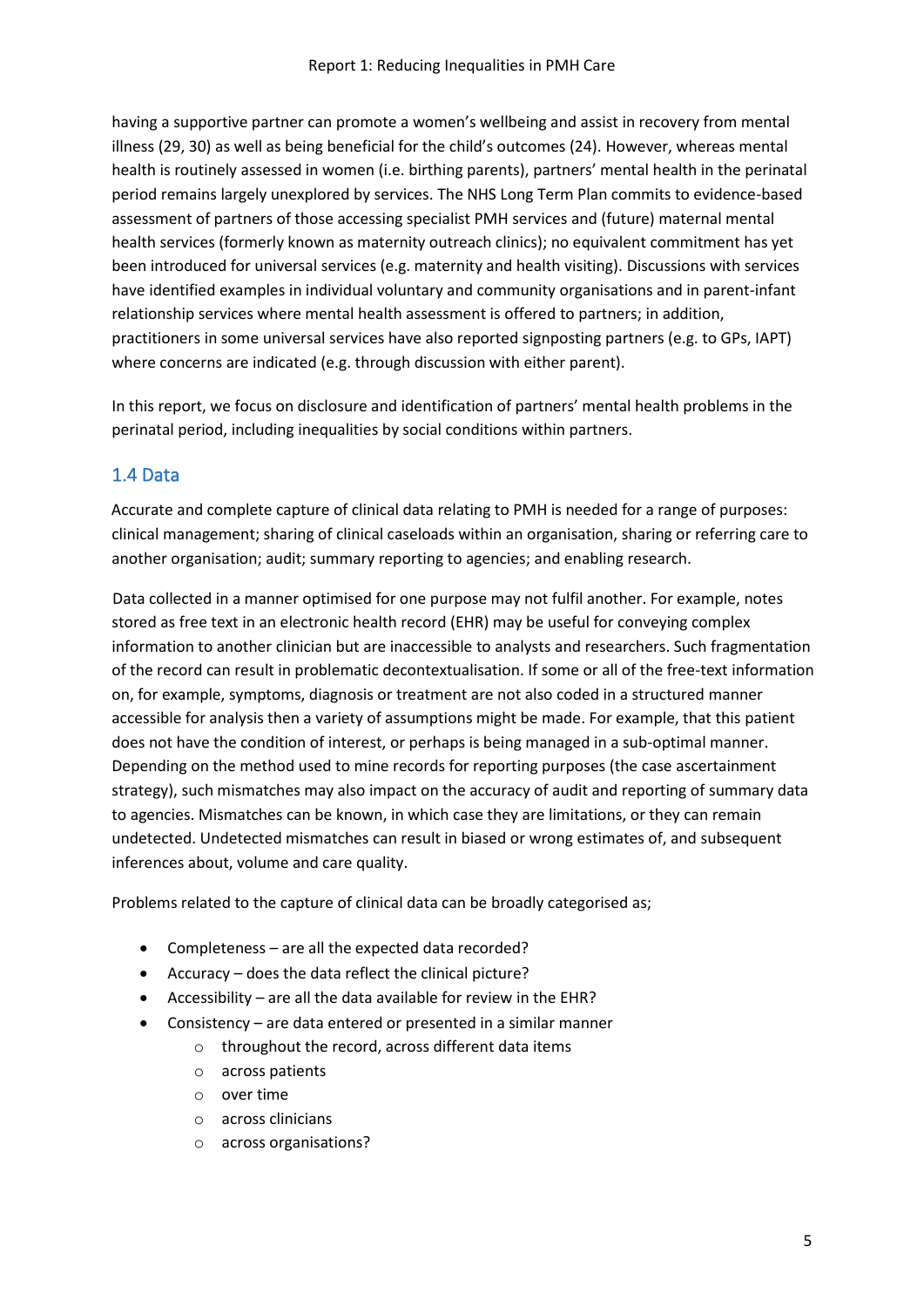having a supportive partner can promote a women's wellbeing and assist in recovery from mental illness (29, 30) as well as being beneficial for the child's outcomes (24). However, whereas mental health is routinely assessed in women (i.e. birthing parents), partners' mental health in the perinatal period remains largely unexplored by services. The NHS Long Term Plan commits to evidence-based assessment of partners of those accessing specialist PMH services and (future) maternal mental health services (formerly known as maternity outreach clinics); no equivalent commitment has yet been introduced for universal services (e.g. maternity and health visiting). Discussions with services have identified examples in individual voluntary and community organisations and in parent-infant relationship services where mental health assessment is offered to partners; in addition, practitioners in some universal services have also reported signposting partners (e.g. to GPs, IAPT) where concerns are indicated (e.g. through discussion with either parent).

In this report, we focus on disclosure and identification of partners' mental health problems in the perinatal period, including inequalities by social conditions within partners.

## 1.4 Data

Accurate and complete capture of clinical data relating to PMH is needed for a range of purposes: clinical management; sharing of clinical caseloads within an organisation, sharing or referring care to another organisation; audit; summary reporting to agencies; and enabling research.

Data collected in a manner optimised for one purpose may not fulfil another. For example, notes stored as free text in an electronic health record (EHR) may be useful for conveying complex information to another clinician but are inaccessible to analysts and researchers. Such fragmentation of the record can result in problematic decontextualisation. If some or all of the free-text information on, for example, symptoms, diagnosis or treatment are not also coded in a structured manner accessible for analysis then a variety of assumptions might be made. For example, that this patient does not have the condition of interest, or perhaps is being managed in a sub-optimal manner. Depending on the method used to mine records for reporting purposes (the case ascertainment strategy), such mismatches may also impact on the accuracy of audit and reporting of summary data to agencies. Mismatches can be known, in which case they are limitations, or they can remain undetected. Undetected mismatches can result in biased or wrong estimates of, and subsequent inferences about, volume and care quality.

Problems related to the capture of clinical data can be broadly categorised as;

- Completeness – are all the expected data recorded?
- Accuracy – does the data reflect the clinical picture?
- Accessibility – are all the data available for review in the EHR?
- Consistency – are data entered or presented in a similar manner
  - throughout the record, across different data items
  - across patients
  - over time
  - across clinicians
  - across organisations?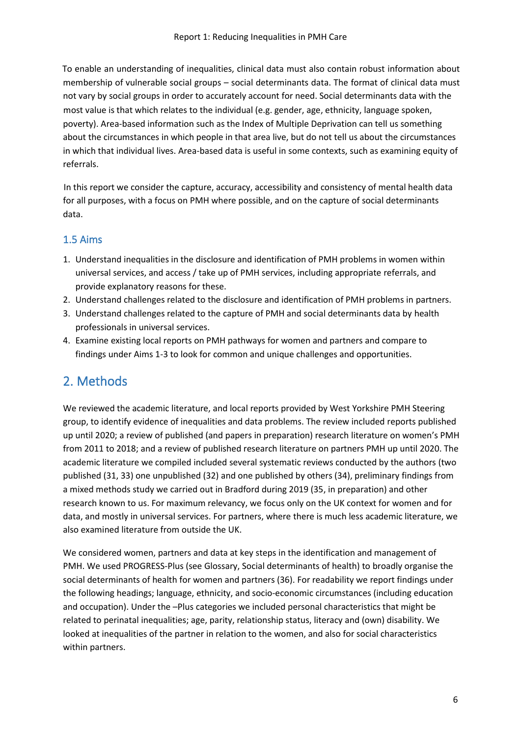To enable an understanding of inequalities, clinical data must also contain robust information about membership of vulnerable social groups – social determinants data. The format of clinical data must not vary by social groups in order to accurately account for need. Social determinants data with the most value is that which relates to the individual (e.g. gender, age, ethnicity, language spoken, poverty). Area-based information such as the Index of Multiple Deprivation can tell us something about the circumstances in which people in that area live, but do not tell us about the circumstances in which that individual lives. Area-based data is useful in some contexts, such as examining equity of referrals.

In this report we consider the capture, accuracy, accessibility and consistency of mental health data for all purposes, with a focus on PMH where possible, and on the capture of social determinants data.

### 1.5 Aims

1. Understand inequalities in the disclosure and identification of PMH problems in women within universal services, and access / take up of PMH services, including appropriate referrals, and provide explanatory reasons for these.
2. Understand challenges related to the disclosure and identification of PMH problems in partners.
3. Understand challenges related to the capture of PMH and social determinants data by health professionals in universal services.
4. Examine existing local reports on PMH pathways for women and partners and compare to findings under Aims 1-3 to look for common and unique challenges and opportunities.

## 2. Methods

We reviewed the academic literature, and local reports provided by West Yorkshire PMH Steering group, to identify evidence of inequalities and data problems. The review included reports published up until 2020; a review of published (and papers in preparation) research literature on women's PMH from 2011 to 2018; and a review of published research literature on partners PMH up until 2020. The academic literature we compiled included several systematic reviews conducted by the authors (two published (31, 33) one unpublished (32) and one published by others (34), preliminary findings from a mixed methods study we carried out in Bradford during 2019 (35, in preparation) and other research known to us. For maximum relevancy, we focus only on the UK context for women and for data, and mostly in universal services. For partners, where there is much less academic literature, we also examined literature from outside the UK.

We considered women, partners and data at key steps in the identification and management of PMH. We used PROGRESS-Plus (see Glossary, Social determinants of health) to broadly organise the social determinants of health for women and partners (36). For readability we report findings under the following headings; language, ethnicity, and socio-economic circumstances (including education and occupation). Under the –Plus categories we included personal characteristics that might be related to perinatal inequalities; age, parity, relationship status, literacy and (own) disability. We looked at inequalities of the partner in relation to the women, and also for social characteristics within partners.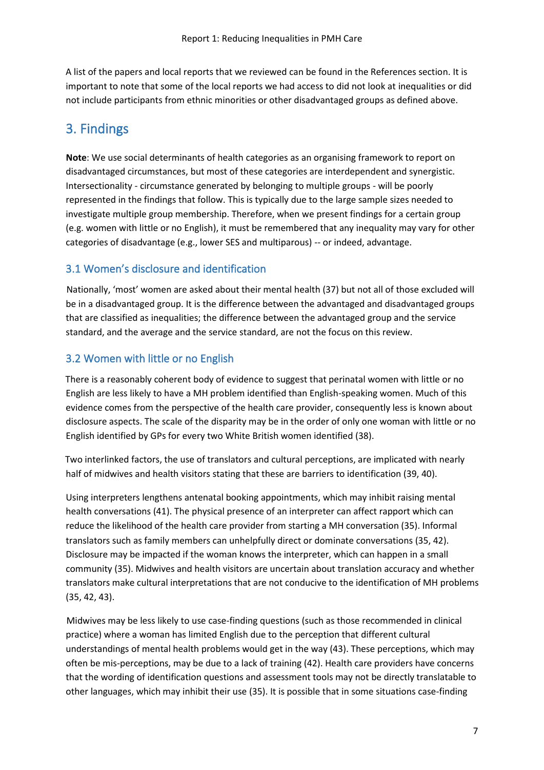A list of the papers and local reports that we reviewed can be found in the References section. It is important to note that some of the local reports we had access to did not look at inequalities or did not include participants from ethnic minorities or other disadvantaged groups as defined above.

## 3. Findings

**Note**: We use social determinants of health categories as an organising framework to report on disadvantaged circumstances, but most of these categories are interdependent and synergistic. Intersectionality - circumstance generated by belonging to multiple groups - will be poorly represented in the findings that follow. This is typically due to the large sample sizes needed to investigate multiple group membership. Therefore, when we present findings for a certain group (e.g. women with little or no English), it must be remembered that any inequality may vary for other categories of disadvantage (e.g., lower SES and multiparous) -- or indeed, advantage.

### 3.1 Women's disclosure and identification

Nationally, 'most' women are asked about their mental health (37) but not all of those excluded will be in a disadvantaged group. It is the difference between the advantaged and disadvantaged groups that are classified as inequalities; the difference between the advantaged group and the service standard, and the average and the service standard, are not the focus on this review.

### 3.2 Women with little or no English

There is a reasonably coherent body of evidence to suggest that perinatal women with little or no English are less likely to have a MH problem identified than English-speaking women. Much of this evidence comes from the perspective of the health care provider, consequently less is known about disclosure aspects. The scale of the disparity may be in the order of only one woman with little or no English identified by GPs for every two White British women identified (38).

Two interlinked factors, the use of translators and cultural perceptions, are implicated with nearly half of midwives and health visitors stating that these are barriers to identification (39, 40).

Using interpreters lengthens antenatal booking appointments, which may inhibit raising mental health conversations (41). The physical presence of an interpreter can affect rapport which can reduce the likelihood of the health care provider from starting a MH conversation (35). Informal translators such as family members can unhelpfully direct or dominate conversations (35, 42). Disclosure may be impacted if the woman knows the interpreter, which can happen in a small community (35). Midwives and health visitors are uncertain about translation accuracy and whether translators make cultural interpretations that are not conducive to the identification of MH problems (35, 42, 43).

Midwives may be less likely to use case-finding questions (such as those recommended in clinical practice) where a woman has limited English due to the perception that different cultural understandings of mental health problems would get in the way (43). These perceptions, which may often be mis-perceptions, may be due to a lack of training (42). Health care providers have concerns that the wording of identification questions and assessment tools may not be directly translatable to other languages, which may inhibit their use (35). It is possible that in some situations case-finding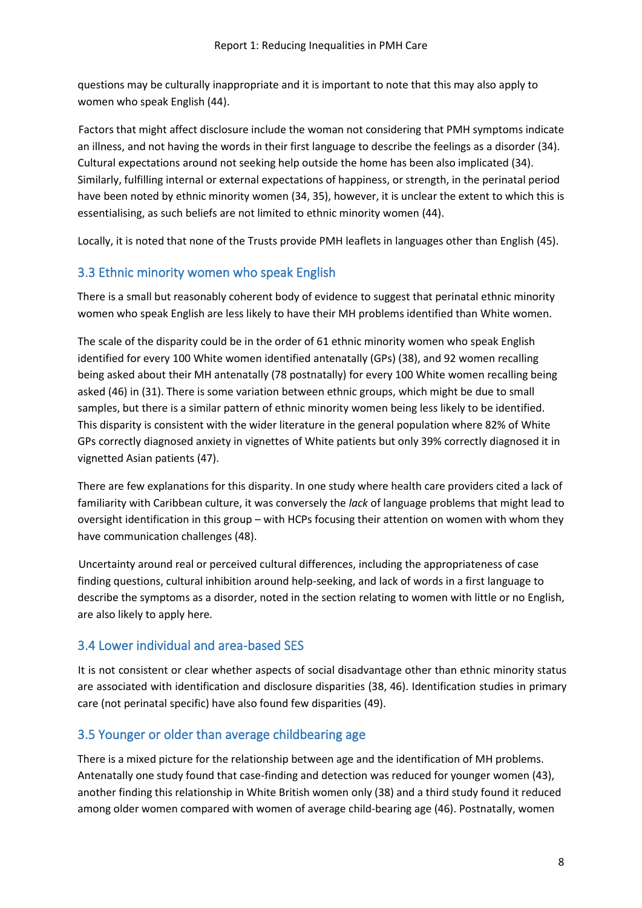questions may be culturally inappropriate and it is important to note that this may also apply to women who speak English (44).

Factors that might affect disclosure include the woman not considering that PMH symptoms indicate an illness, and not having the words in their first language to describe the feelings as a disorder (34). Cultural expectations around not seeking help outside the home has been also implicated (34). Similarly, fulfilling internal or external expectations of happiness, or strength, in the perinatal period have been noted by ethnic minority women (34, 35), however, it is unclear the extent to which this is essentialising, as such beliefs are not limited to ethnic minority women (44).

Locally, it is noted that none of the Trusts provide PMH leaflets in languages other than English (45).

## 3.3 Ethnic minority women who speak English

There is a small but reasonably coherent body of evidence to suggest that perinatal ethnic minority women who speak English are less likely to have their MH problems identified than White women.

The scale of the disparity could be in the order of 61 ethnic minority women who speak English identified for every 100 White women identified antenatally (GPs) (38), and 92 women recalling being asked about their MH antenatally (78 postnatally) for every 100 White women recalling being asked (46) in (31). There is some variation between ethnic groups, which might be due to small samples, but there is a similar pattern of ethnic minority women being less likely to be identified. This disparity is consistent with the wider literature in the general population where 82% of White GPs correctly diagnosed anxiety in vignettes of White patients but only 39% correctly diagnosed it in vignetted Asian patients (47).

There are few explanations for this disparity. In one study where health care providers cited a lack of familiarity with Caribbean culture, it was conversely the *lack* of language problems that might lead to oversight identification in this group – with HCPs focusing their attention on women with whom they have communication challenges (48).

Uncertainty around real or perceived cultural differences, including the appropriateness of case finding questions, cultural inhibition around help-seeking, and lack of words in a first language to describe the symptoms as a disorder, noted in the section relating to women with little or no English, are also likely to apply here.

## 3.4 Lower individual and area-based SES

It is not consistent or clear whether aspects of social disadvantage other than ethnic minority status are associated with identification and disclosure disparities (38, 46). Identification studies in primary care (not perinatal specific) have also found few disparities (49).

## 3.5 Younger or older than average childbearing age

There is a mixed picture for the relationship between age and the identification of MH problems. Antenatally one study found that case-finding and detection was reduced for younger women (43), another finding this relationship in White British women only (38) and a third study found it reduced among older women compared with women of average child-bearing age (46). Postnatally, women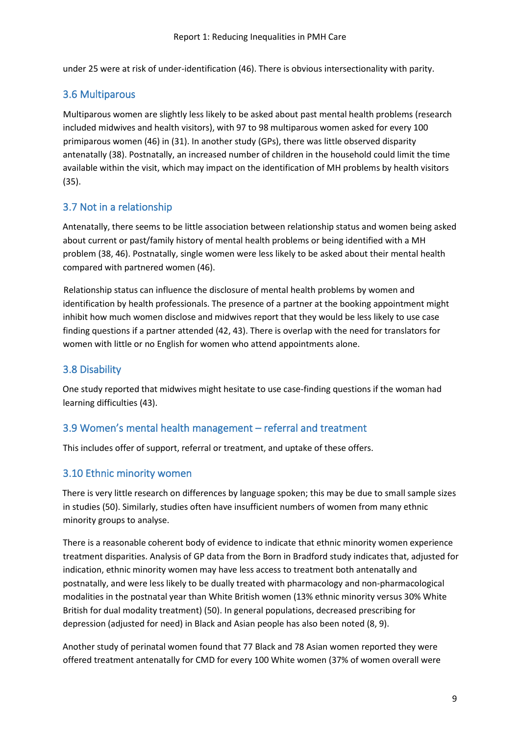under 25 were at risk of under-identification (46). There is obvious intersectionality with parity.

## 3.6 Multiparous

Multiparous women are slightly less likely to be asked about past mental health problems (research included midwives and health visitors), with 97 to 98 multiparous women asked for every 100 primiparous women (46) in (31). In another study (GPs), there was little observed disparity antenatally (38). Postnatally, an increased number of children in the household could limit the time available within the visit, which may impact on the identification of MH problems by health visitors (35).

## 3.7 Not in a relationship

Antenatally, there seems to be little association between relationship status and women being asked about current or past/family history of mental health problems or being identified with a MH problem (38, 46). Postnatally, single women were less likely to be asked about their mental health compared with partnered women (46).

Relationship status can influence the disclosure of mental health problems by women and identification by health professionals. The presence of a partner at the booking appointment might inhibit how much women disclose and midwives report that they would be less likely to use case finding questions if a partner attended (42, 43). There is overlap with the need for translators for women with little or no English for women who attend appointments alone.

## 3.8 Disability

One study reported that midwives might hesitate to use case-finding questions if the woman had learning difficulties (43).

## 3.9 Women's mental health management – referral and treatment

This includes offer of support, referral or treatment, and uptake of these offers.

## 3.10 Ethnic minority women

There is very little research on differences by language spoken; this may be due to small sample sizes in studies (50). Similarly, studies often have insufficient numbers of women from many ethnic minority groups to analyse.

There is a reasonable coherent body of evidence to indicate that ethnic minority women experience treatment disparities. Analysis of GP data from the Born in Bradford study indicates that, adjusted for indication, ethnic minority women may have less access to treatment both antenatally and postnatally, and were less likely to be dually treated with pharmacology and non-pharmacological modalities in the postnatal year than White British women (13% ethnic minority versus 30% White British for dual modality treatment) (50). In general populations, decreased prescribing for depression (adjusted for need) in Black and Asian people has also been noted (8, 9).

Another study of perinatal women found that 77 Black and 78 Asian women reported they were offered treatment antenatally for CMD for every 100 White women (37% of women overall were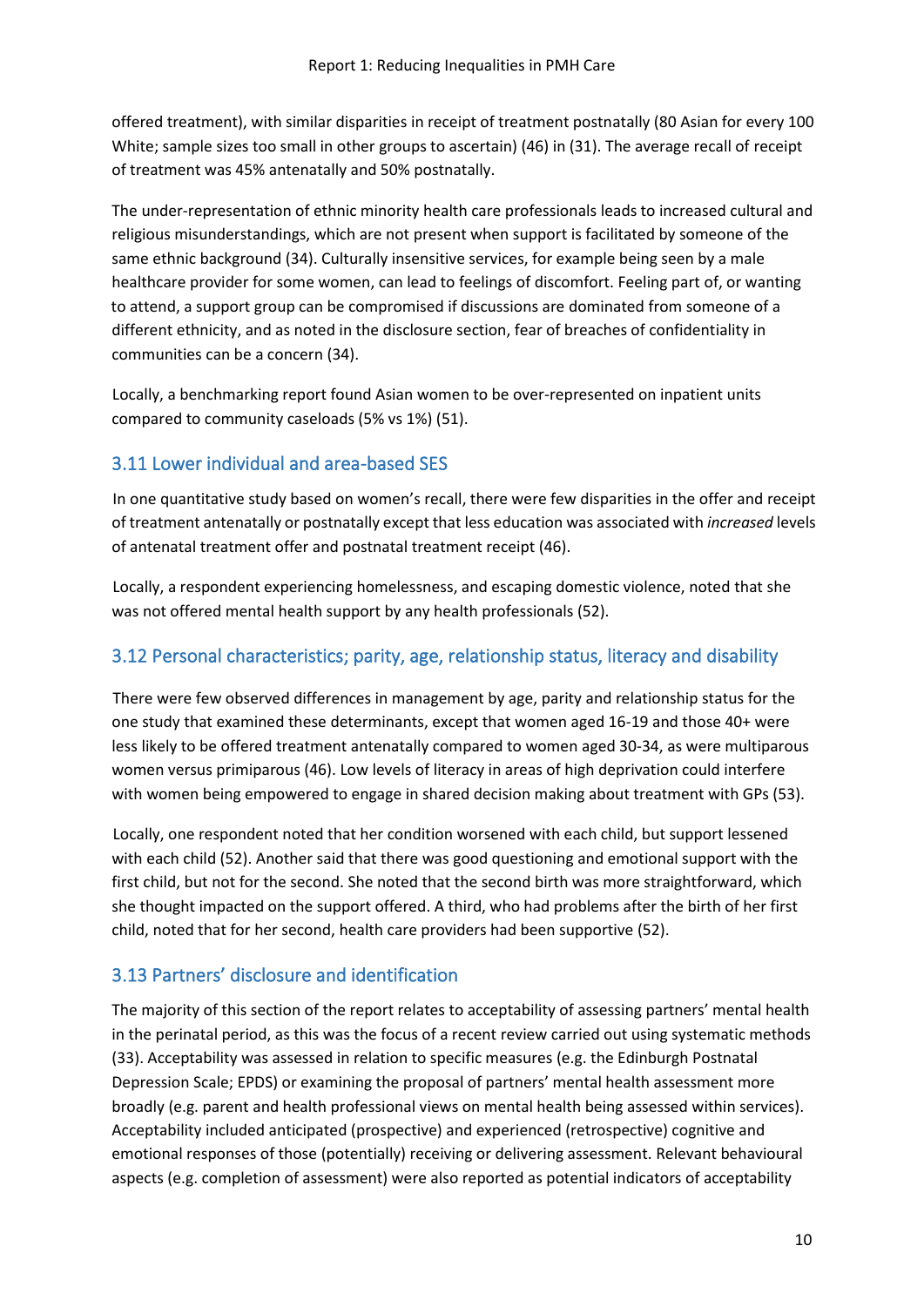offered treatment), with similar disparities in receipt of treatment postnatally (80 Asian for every 100 White; sample sizes too small in other groups to ascertain) (46) in (31). The average recall of receipt of treatment was 45% antenatally and 50% postnatally.

The under-representation of ethnic minority health care professionals leads to increased cultural and religious misunderstandings, which are not present when support is facilitated by someone of the same ethnic background (34). Culturally insensitive services, for example being seen by a male healthcare provider for some women, can lead to feelings of discomfort. Feeling part of, or wanting to attend, a support group can be compromised if discussions are dominated from someone of a different ethnicity, and as noted in the disclosure section, fear of breaches of confidentiality in communities can be a concern (34).

Locally, a benchmarking report found Asian women to be over-represented on inpatient units compared to community caseloads (5% vs 1%) (51).

## 3.11 Lower individual and area-based SES

In one quantitative study based on women's recall, there were few disparities in the offer and receipt of treatment antenatally or postnatally except that less education was associated with *increased* levels of antenatal treatment offer and postnatal treatment receipt (46).

Locally, a respondent experiencing homelessness, and escaping domestic violence, noted that she was not offered mental health support by any health professionals (52).

## 3.12 Personal characteristics; parity, age, relationship status, literacy and disability

There were few observed differences in management by age, parity and relationship status for the one study that examined these determinants, except that women aged 16-19 and those 40+ were less likely to be offered treatment antenatally compared to women aged 30-34, as were multiparous women versus primiparous (46). Low levels of literacy in areas of high deprivation could interfere with women being empowered to engage in shared decision making about treatment with GPs (53).

Locally, one respondent noted that her condition worsened with each child, but support lessened with each child (52). Another said that there was good questioning and emotional support with the first child, but not for the second. She noted that the second birth was more straightforward, which she thought impacted on the support offered. A third, who had problems after the birth of her first child, noted that for her second, health care providers had been supportive (52).

## 3.13 Partners' disclosure and identification

The majority of this section of the report relates to acceptability of assessing partners' mental health in the perinatal period, as this was the focus of a recent review carried out using systematic methods (33). Acceptability was assessed in relation to specific measures (e.g. the Edinburgh Postnatal Depression Scale; EPDS) or examining the proposal of partners' mental health assessment more broadly (e.g. parent and health professional views on mental health being assessed within services). Acceptability included anticipated (prospective) and experienced (retrospective) cognitive and emotional responses of those (potentially) receiving or delivering assessment. Relevant behavioural aspects (e.g. completion of assessment) were also reported as potential indicators of acceptability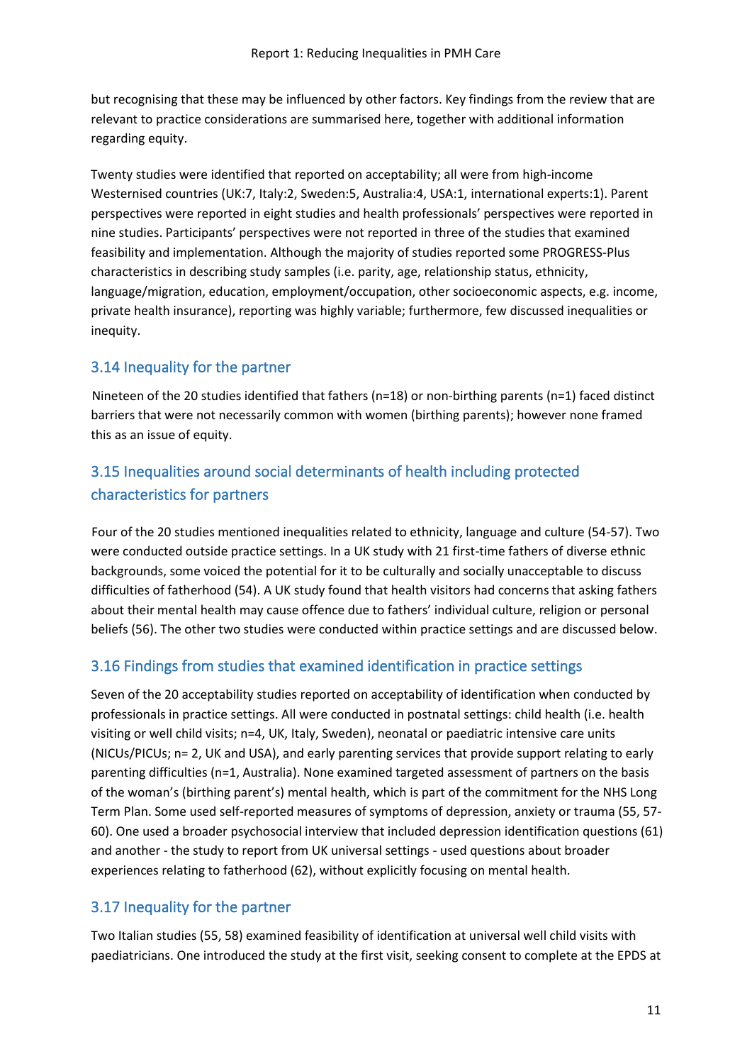but recognising that these may be influenced by other factors. Key findings from the review that are relevant to practice considerations are summarised here, together with additional information regarding equity.

Twenty studies were identified that reported on acceptability; all were from high-income Westernised countries (UK:7, Italy:2, Sweden:5, Australia:4, USA:1, international experts:1). Parent perspectives were reported in eight studies and health professionals' perspectives were reported in nine studies. Participants' perspectives were not reported in three of the studies that examined feasibility and implementation. Although the majority of studies reported some PROGRESS-Plus characteristics in describing study samples (i.e. parity, age, relationship status, ethnicity, language/migration, education, employment/occupation, other socioeconomic aspects, e.g. income, private health insurance), reporting was highly variable; furthermore, few discussed inequalities or inequity.

### 3.14 Inequality for the partner

Nineteen of the 20 studies identified that fathers (n=18) or non-birthing parents (n=1) faced distinct barriers that were not necessarily common with women (birthing parents); however none framed this as an issue of equity.

### 3.15 Inequalities around social determinants of health including protected characteristics for partners

Four of the 20 studies mentioned inequalities related to ethnicity, language and culture (54-57). Two were conducted outside practice settings. In a UK study with 21 first-time fathers of diverse ethnic backgrounds, some voiced the potential for it to be culturally and socially unacceptable to discuss difficulties of fatherhood (54). A UK study found that health visitors had concerns that asking fathers about their mental health may cause offence due to fathers' individual culture, religion or personal beliefs (56). The other two studies were conducted within practice settings and are discussed below.

### 3.16 Findings from studies that examined identification in practice settings

Seven of the 20 acceptability studies reported on acceptability of identification when conducted by professionals in practice settings. All were conducted in postnatal settings: child health (i.e. health visiting or well child visits; n=4, UK, Italy, Sweden), neonatal or paediatric intensive care units (NICUs/PICUs; n= 2, UK and USA), and early parenting services that provide support relating to early parenting difficulties (n=1, Australia). None examined targeted assessment of partners on the basis of the woman's (birthing parent's) mental health, which is part of the commitment for the NHS Long Term Plan. Some used self-reported measures of symptoms of depression, anxiety or trauma (55, 57-60). One used a broader psychosocial interview that included depression identification questions (61) and another - the study to report from UK universal settings - used questions about broader experiences relating to fatherhood (62), without explicitly focusing on mental health.

### 3.17 Inequality for the partner

Two Italian studies (55, 58) examined feasibility of identification at universal well child visits with paediatricians. One introduced the study at the first visit, seeking consent to complete at the EPDS at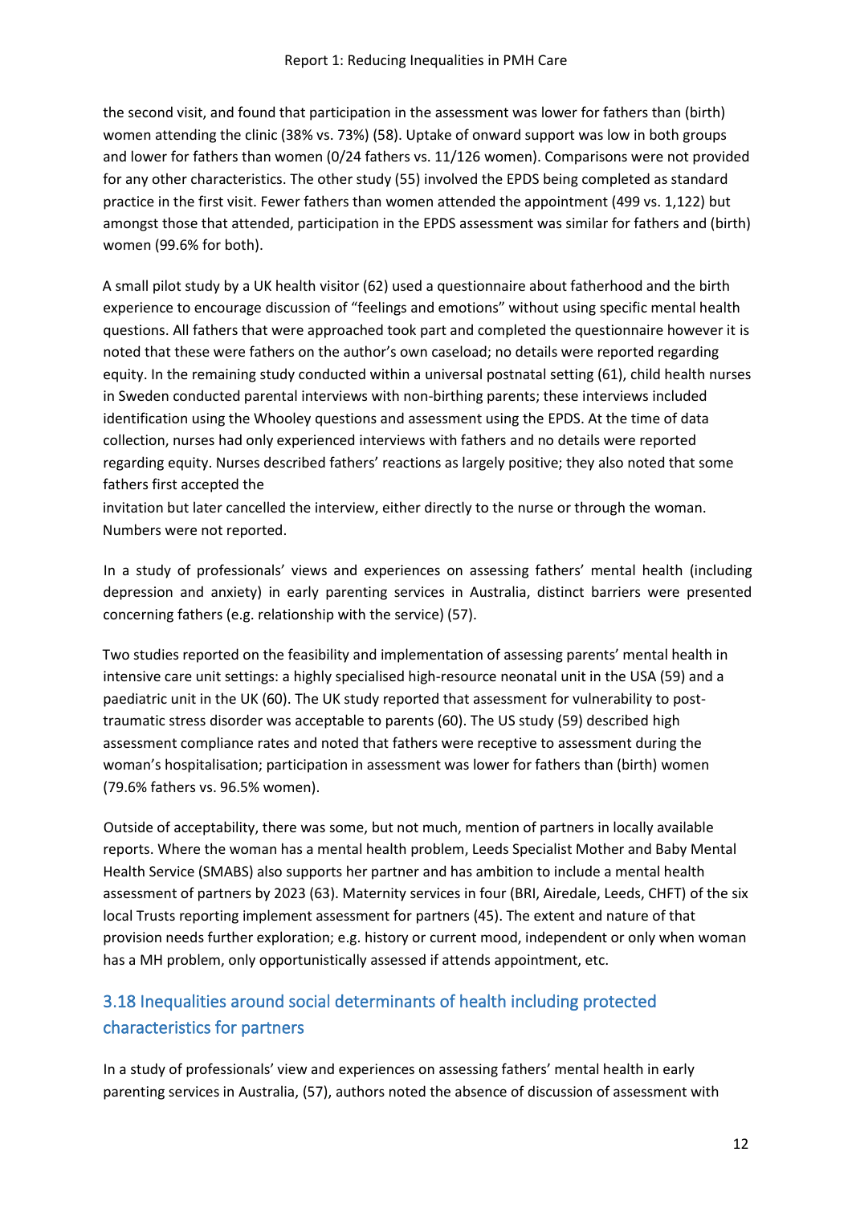the second visit, and found that participation in the assessment was lower for fathers than (birth) women attending the clinic (38% vs. 73%) (58). Uptake of onward support was low in both groups and lower for fathers than women (0/24 fathers vs. 11/126 women). Comparisons were not provided for any other characteristics. The other study (55) involved the EPDS being completed as standard practice in the first visit. Fewer fathers than women attended the appointment (499 vs. 1,122) but amongst those that attended, participation in the EPDS assessment was similar for fathers and (birth) women (99.6% for both).

A small pilot study by a UK health visitor (62) used a questionnaire about fatherhood and the birth experience to encourage discussion of "feelings and emotions" without using specific mental health questions. All fathers that were approached took part and completed the questionnaire however it is noted that these were fathers on the author's own caseload; no details were reported regarding equity. In the remaining study conducted within a universal postnatal setting (61), child health nurses in Sweden conducted parental interviews with non-birthing parents; these interviews included identification using the Whooley questions and assessment using the EPDS. At the time of data collection, nurses had only experienced interviews with fathers and no details were reported regarding equity. Nurses described fathers' reactions as largely positive; they also noted that some fathers first accepted the invitation but later cancelled the interview, either directly to the nurse or through the woman. Numbers were not reported.

In a study of professionals' views and experiences on assessing fathers' mental health (including depression and anxiety) in early parenting services in Australia, distinct barriers were presented concerning fathers (e.g. relationship with the service) (57).

Two studies reported on the feasibility and implementation of assessing parents' mental health in intensive care unit settings: a highly specialised high-resource neonatal unit in the USA (59) and a paediatric unit in the UK (60). The UK study reported that assessment for vulnerability to post-traumatic stress disorder was acceptable to parents (60). The US study (59) described high assessment compliance rates and noted that fathers were receptive to assessment during the woman's hospitalisation; participation in assessment was lower for fathers than (birth) women (79.6% fathers vs. 96.5% women).

Outside of acceptability, there was some, but not much, mention of partners in locally available reports. Where the woman has a mental health problem, Leeds Specialist Mother and Baby Mental Health Service (SMABS) also supports her partner and has ambition to include a mental health assessment of partners by 2023 (63). Maternity services in four (BRI, Airedale, Leeds, CHFT) of the six local Trusts reporting implement assessment for partners (45). The extent and nature of that provision needs further exploration; e.g. history or current mood, independent or only when woman has a MH problem, only opportunistically assessed if attends appointment, etc.

## 3.18 Inequalities around social determinants of health including protected characteristics for partners

In a study of professionals' view and experiences on assessing fathers' mental health in early parenting services in Australia, (57), authors noted the absence of discussion of assessment with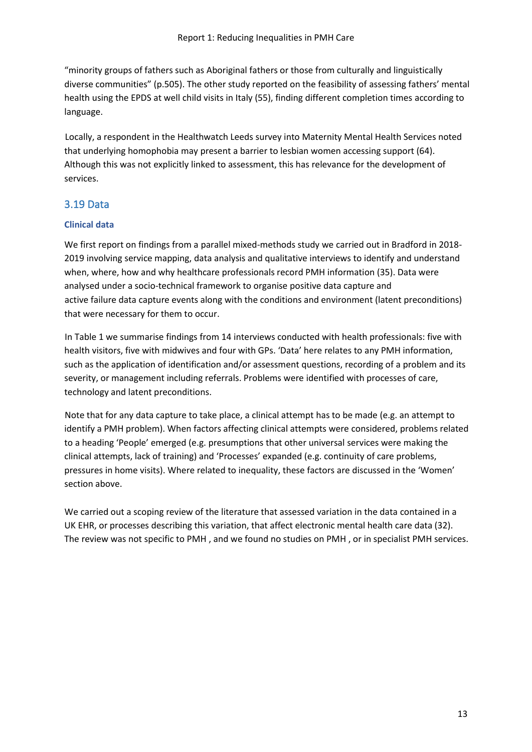"minority groups of fathers such as Aboriginal fathers or those from culturally and linguistically diverse communities" (p.505). The other study reported on the feasibility of assessing fathers' mental health using the EPDS at well child visits in Italy (55), finding different completion times according to language.

Locally, a respondent in the Healthwatch Leeds survey into Maternity Mental Health Services noted that underlying homophobia may present a barrier to lesbian women accessing support (64). Although this was not explicitly linked to assessment, this has relevance for the development of services.

## 3.19 Data

### Clinical data

We first report on findings from a parallel mixed-methods study we carried out in Bradford in 2018-2019 involving service mapping, data analysis and qualitative interviews to identify and understand when, where, how and why healthcare professionals record PMH information (35). Data were analysed under a socio-technical framework to organise positive data capture and active failure data capture events along with the conditions and environment (latent preconditions) that were necessary for them to occur.

In Table 1 we summarise findings from 14 interviews conducted with health professionals: five with health visitors, five with midwives and four with GPs. 'Data' here relates to any PMH information, such as the application of identification and/or assessment questions, recording of a problem and its severity, or management including referrals. Problems were identified with processes of care, technology and latent preconditions.

Note that for any data capture to take place, a clinical attempt has to be made (e.g. an attempt to identify a PMH problem). When factors affecting clinical attempts were considered, problems related to a heading 'People' emerged (e.g. presumptions that other universal services were making the clinical attempts, lack of training) and 'Processes' expanded (e.g. continuity of care problems, pressures in home visits). Where related to inequality, these factors are discussed in the 'Women' section above.

We carried out a scoping review of the literature that assessed variation in the data contained in a UK EHR, or processes describing this variation, that affect electronic mental health care data (32). The review was not specific to PMH , and we found no studies on PMH , or in specialist PMH services.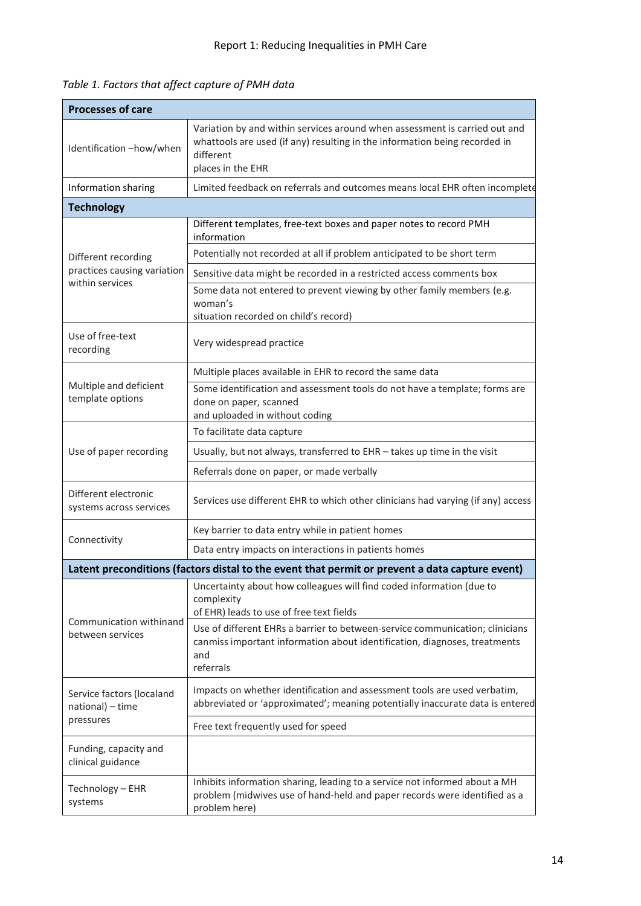*Table 1. Factors that affect capture of PMH data*

| **Processes of care** | |
|---|---|
| Identification –how/when | Variation by and within services around when assessment is carried out and whattools are used (if any) resulting in the information being recorded in different places in the EHR |
| Information sharing | Limited feedback on referrals and outcomes means local EHR often incomplete |
| **Technology** | |
| Different recording practices causing variation within services | Different templates, free-text boxes and paper notes to record PMH information |
| | Potentially not recorded at all if problem anticipated to be short term |
| | Sensitive data might be recorded in a restricted access comments box |
| | Some data not entered to prevent viewing by other family members (e.g. woman's situation recorded on child's record) |
| Use of free-text recording | Very widespread practice |
| Multiple and deficient template options | Multiple places available in EHR to record the same data |
| | Some identification and assessment tools do not have a template; forms are done on paper, scanned and uploaded in without coding |
| Use of paper recording | To facilitate data capture |
| | Usually, but not always, transferred to EHR – takes up time in the visit |
| | Referrals done on paper, or made verbally |
| Different electronic systems across services | Services use different EHR to which other clinicians had varying (if any) access |
| Connectivity | Key barrier to data entry while in patient homes |
| | Data entry impacts on interactions in patients homes |
| **Latent preconditions (factors distal to the event that permit or prevent a data capture event)** | |
| Communication withinand between services | Uncertainty about how colleagues will find coded information (due to complexity of EHR) leads to use of free text fields |
| | Use of different EHRs a barrier to between-service communication; clinicians canmiss important information about identification, diagnoses, treatments and referrals |
| Service factors (localand national) – time pressures | Impacts on whether identification and assessment tools are used verbatim, abbreviated or 'approximated'; meaning potentially inaccurate data is entered |
| | Free text frequently used for speed |
| Funding, capacity and clinical guidance | |
| Technology – EHR systems | Inhibits information sharing, leading to a service not informed about a MH problem (midwives use of hand-held and paper records were identified as a problem here) |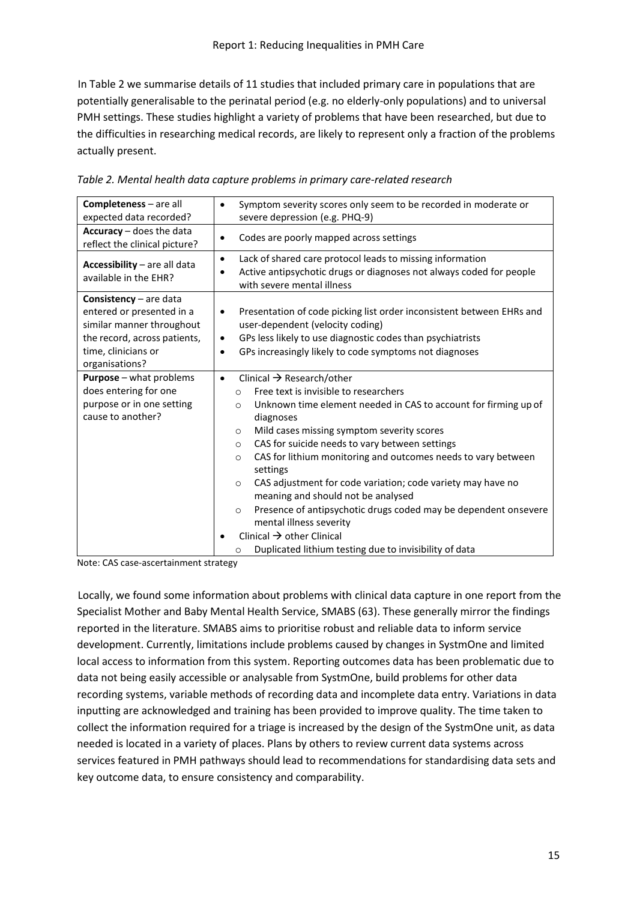In Table 2 we summarise details of 11 studies that included primary care in populations that are potentially generalisable to the perinatal period (e.g. no elderly-only populations) and to universal PMH settings. These studies highlight a variety of problems that have been researched, but due to the difficulties in researching medical records, are likely to represent only a fraction of the problems actually present.

*Table 2. Mental health data capture problems in primary care-related research*

| | |
|---|---|
| **Completeness** – are all expected data recorded? | • Symptom severity scores only seem to be recorded in moderate or severe depression (e.g. PHQ-9) |
| **Accuracy** – does the data reflect the clinical picture? | • Codes are poorly mapped across settings |
| **Accessibility** – are all data available in the EHR? | • Lack of shared care protocol leads to missing information<br>• Active antipsychotic drugs or diagnoses not always coded for people with severe mental illness |
| **Consistency** – are data entered or presented in a similar manner throughout the record, across patients, time, clinicians or organisations? | • Presentation of code picking list order inconsistent between EHRs and user-dependent (velocity coding)<br>• GPs less likely to use diagnostic codes than psychiatrists<br>• GPs increasingly likely to code symptoms not diagnoses |
| **Purpose** – what problems does entering for one purpose or in one setting cause to another? | • Clinical → Research/other<br>  ○ Free text is invisible to researchers<br>  ○ Unknown time element needed in CAS to account for firming up of diagnoses<br>  ○ Mild cases missing symptom severity scores<br>  ○ CAS for suicide needs to vary between settings<br>  ○ CAS for lithium monitoring and outcomes needs to vary between settings<br>  ○ CAS adjustment for code variation; code variety may have no meaning and should not be analysed<br>  ○ Presence of antipsychotic drugs coded may be dependent onsevere mental illness severity<br>• Clinical → other Clinical<br>  ○ Duplicated lithium testing due to invisibility of data |

Note: CAS case-ascertainment strategy

Locally, we found some information about problems with clinical data capture in one report from the Specialist Mother and Baby Mental Health Service, SMABS (63). These generally mirror the findings reported in the literature. SMABS aims to prioritise robust and reliable data to inform service development. Currently, limitations include problems caused by changes in SystmOne and limited local access to information from this system. Reporting outcomes data has been problematic due to data not being easily accessible or analysable from SystmOne, build problems for other data recording systems, variable methods of recording data and incomplete data entry. Variations in data inputting are acknowledged and training has been provided to improve quality. The time taken to collect the information required for a triage is increased by the design of the SystmOne unit, as data needed is located in a variety of places. Plans by others to review current data systems across services featured in PMH pathways should lead to recommendations for standardising data sets and key outcome data, to ensure consistency and comparability.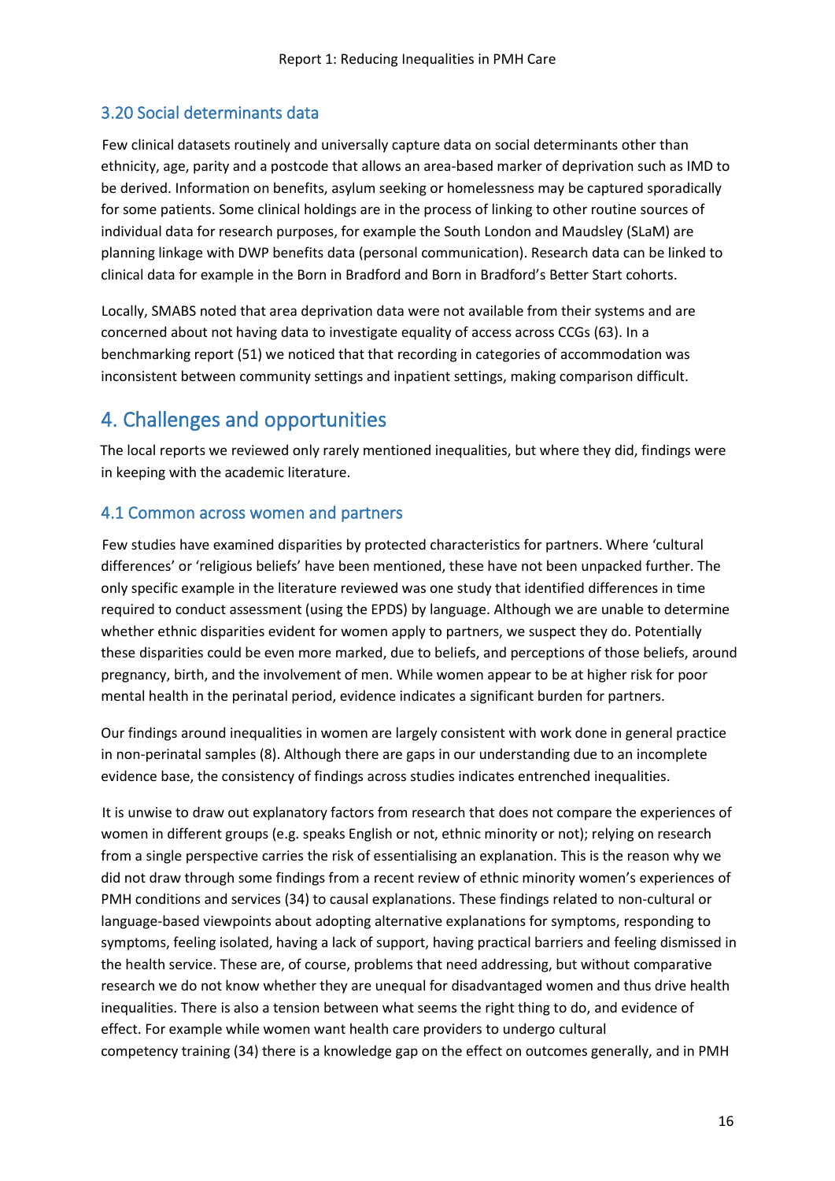### 3.20 Social determinants data

Few clinical datasets routinely and universally capture data on social determinants other than ethnicity, age, parity and a postcode that allows an area-based marker of deprivation such as IMD to be derived. Information on benefits, asylum seeking or homelessness may be captured sporadically for some patients. Some clinical holdings are in the process of linking to other routine sources of individual data for research purposes, for example the South London and Maudsley (SLaM) are planning linkage with DWP benefits data (personal communication). Research data can be linked to clinical data for example in the Born in Bradford and Born in Bradford's Better Start cohorts.

Locally, SMABS noted that area deprivation data were not available from their systems and are concerned about not having data to investigate equality of access across CCGs (63). In a benchmarking report (51) we noticed that that recording in categories of accommodation was inconsistent between community settings and inpatient settings, making comparison difficult.

## 4. Challenges and opportunities

The local reports we reviewed only rarely mentioned inequalities, but where they did, findings were in keeping with the academic literature.

### 4.1 Common across women and partners

Few studies have examined disparities by protected characteristics for partners. Where 'cultural differences' or 'religious beliefs' have been mentioned, these have not been unpacked further. The only specific example in the literature reviewed was one study that identified differences in time required to conduct assessment (using the EPDS) by language. Although we are unable to determine whether ethnic disparities evident for women apply to partners, we suspect they do. Potentially these disparities could be even more marked, due to beliefs, and perceptions of those beliefs, around pregnancy, birth, and the involvement of men. While women appear to be at higher risk for poor mental health in the perinatal period, evidence indicates a significant burden for partners.

Our findings around inequalities in women are largely consistent with work done in general practice in non-perinatal samples (8). Although there are gaps in our understanding due to an incomplete evidence base, the consistency of findings across studies indicates entrenched inequalities.

It is unwise to draw out explanatory factors from research that does not compare the experiences of women in different groups (e.g. speaks English or not, ethnic minority or not); relying on research from a single perspective carries the risk of essentialising an explanation. This is the reason why we did not draw through some findings from a recent review of ethnic minority women's experiences of PMH conditions and services (34) to causal explanations. These findings related to non-cultural or language-based viewpoints about adopting alternative explanations for symptoms, responding to symptoms, feeling isolated, having a lack of support, having practical barriers and feeling dismissed in the health service. These are, of course, problems that need addressing, but without comparative research we do not know whether they are unequal for disadvantaged women and thus drive health inequalities. There is also a tension between what seems the right thing to do, and evidence of effect. For example while women want health care providers to undergo cultural competency training (34) there is a knowledge gap on the effect on outcomes generally, and in PMH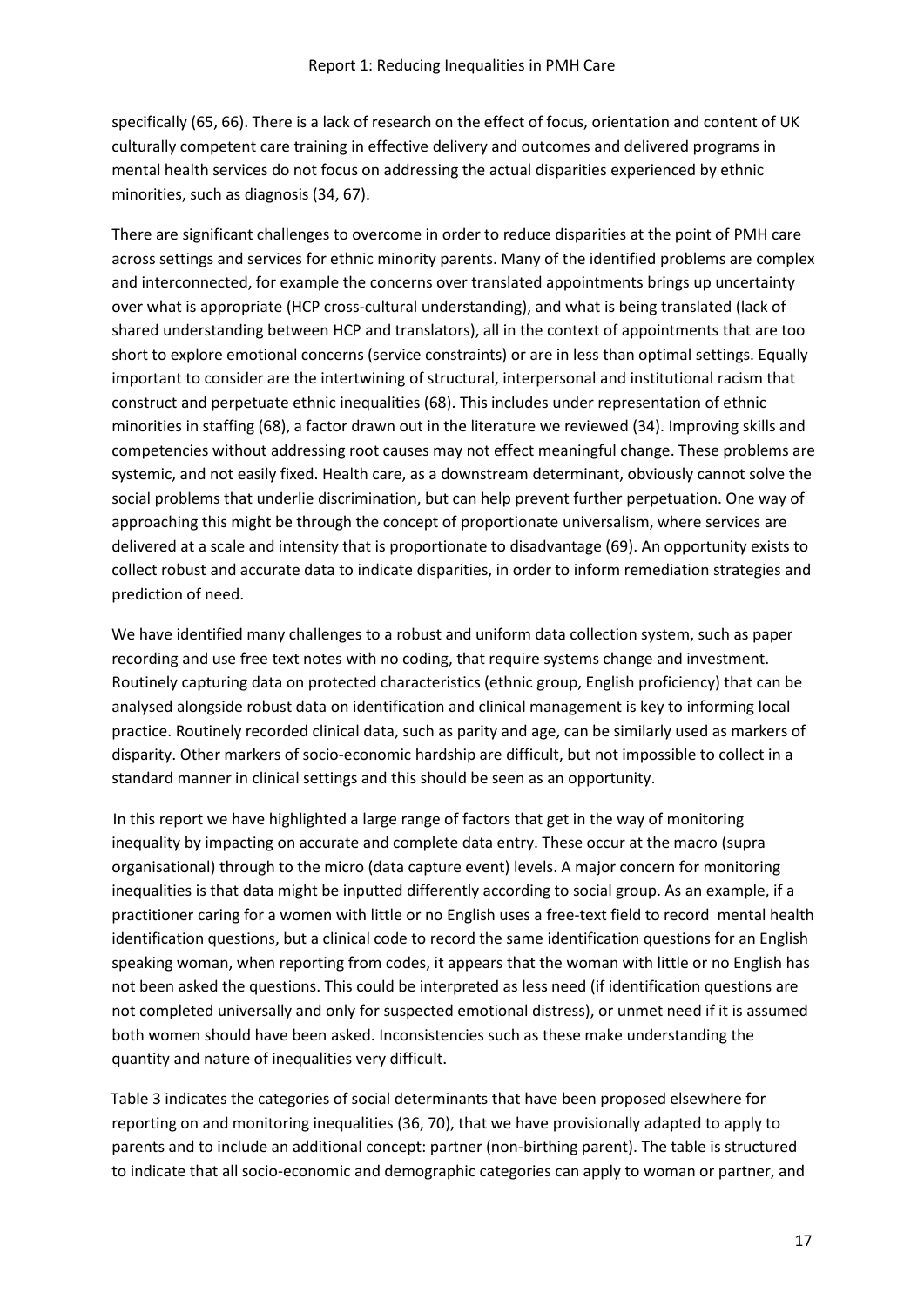specifically (65, 66). There is a lack of research on the effect of focus, orientation and content of UK culturally competent care training in effective delivery and outcomes and delivered programs in mental health services do not focus on addressing the actual disparities experienced by ethnic minorities, such as diagnosis (34, 67).

There are significant challenges to overcome in order to reduce disparities at the point of PMH care across settings and services for ethnic minority parents. Many of the identified problems are complex and interconnected, for example the concerns over translated appointments brings up uncertainty over what is appropriate (HCP cross-cultural understanding), and what is being translated (lack of shared understanding between HCP and translators), all in the context of appointments that are too short to explore emotional concerns (service constraints) or are in less than optimal settings. Equally important to consider are the intertwining of structural, interpersonal and institutional racism that construct and perpetuate ethnic inequalities (68). This includes under representation of ethnic minorities in staffing (68), a factor drawn out in the literature we reviewed (34). Improving skills and competencies without addressing root causes may not effect meaningful change. These problems are systemic, and not easily fixed. Health care, as a downstream determinant, obviously cannot solve the social problems that underlie discrimination, but can help prevent further perpetuation. One way of approaching this might be through the concept of proportionate universalism, where services are delivered at a scale and intensity that is proportionate to disadvantage (69). An opportunity exists to collect robust and accurate data to indicate disparities, in order to inform remediation strategies and prediction of need.

We have identified many challenges to a robust and uniform data collection system, such as paper recording and use free text notes with no coding, that require systems change and investment. Routinely capturing data on protected characteristics (ethnic group, English proficiency) that can be analysed alongside robust data on identification and clinical management is key to informing local practice. Routinely recorded clinical data, such as parity and age, can be similarly used as markers of disparity. Other markers of socio-economic hardship are difficult, but not impossible to collect in a standard manner in clinical settings and this should be seen as an opportunity.

In this report we have highlighted a large range of factors that get in the way of monitoring inequality by impacting on accurate and complete data entry. These occur at the macro (supra organisational) through to the micro (data capture event) levels. A major concern for monitoring inequalities is that data might be inputted differently according to social group. As an example, if a practitioner caring for a women with little or no English uses a free-text field to record mental health identification questions, but a clinical code to record the same identification questions for an English speaking woman, when reporting from codes, it appears that the woman with little or no English has not been asked the questions. This could be interpreted as less need (if identification questions are not completed universally and only for suspected emotional distress), or unmet need if it is assumed both women should have been asked. Inconsistencies such as these make understanding the quantity and nature of inequalities very difficult.

Table 3 indicates the categories of social determinants that have been proposed elsewhere for reporting on and monitoring inequalities (36, 70), that we have provisionally adapted to apply to parents and to include an additional concept: partner (non-birthing parent). The table is structured to indicate that all socio-economic and demographic categories can apply to woman or partner, and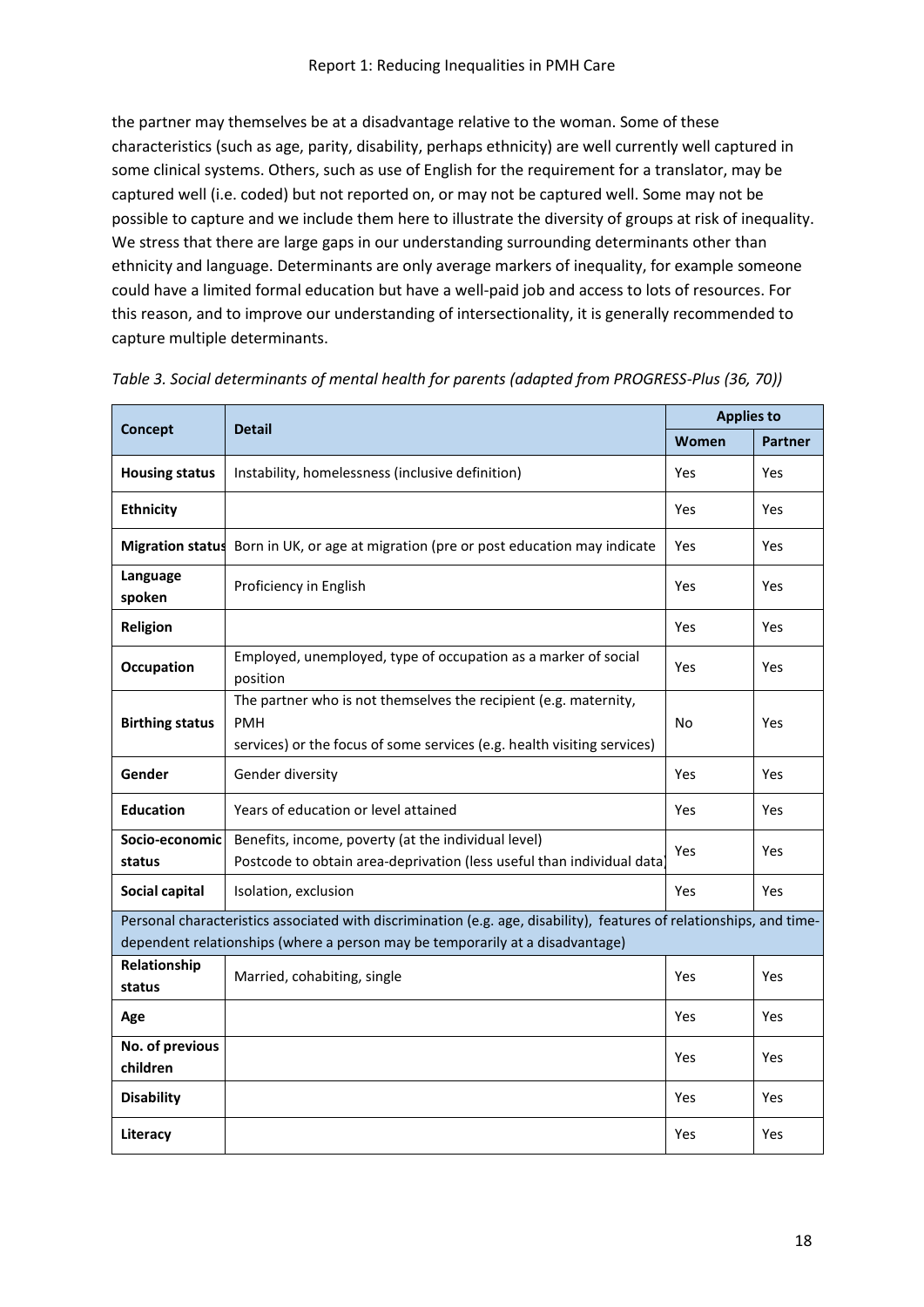the partner may themselves be at a disadvantage relative to the woman. Some of these characteristics (such as age, parity, disability, perhaps ethnicity) are well currently well captured in some clinical systems. Others, such as use of English for the requirement for a translator, may be captured well (i.e. coded) but not reported on, or may not be captured well. Some may not be possible to capture and we include them here to illustrate the diversity of groups at risk of inequality. We stress that there are large gaps in our understanding surrounding determinants other than ethnicity and language. Determinants are only average markers of inequality, for example someone could have a limited formal education but have a well-paid job and access to lots of resources. For this reason, and to improve our understanding of intersectionality, it is generally recommended to capture multiple determinants.

*Table 3. Social determinants of mental health for parents (adapted from PROGRESS-Plus (36, 70))*

| Concept | Detail | Applies to | |
|---|---|---|---|
| | | Women | Partner |
| **Housing status** | Instability, homelessness (inclusive definition) | Yes | Yes |
| **Ethnicity** | | Yes | Yes |
| **Migration status** | Born in UK, or age at migration (pre or post education may indicate | Yes | Yes |
| **Language spoken** | Proficiency in English | Yes | Yes |
| **Religion** | | Yes | Yes |
| **Occupation** | Employed, unemployed, type of occupation as a marker of social position | Yes | Yes |
| **Birthing status** | The partner who is not themselves the recipient (e.g. maternity, PMH services) or the focus of some services (e.g. health visiting services) | No | Yes |
| **Gender** | Gender diversity | Yes | Yes |
| **Education** | Years of education or level attained | Yes | Yes |
| **Socio-economic status** | Benefits, income, poverty (at the individual level) Postcode to obtain area-deprivation (less useful than individual data) | Yes | Yes |
| **Social capital** | Isolation, exclusion | Yes | Yes |
| Personal characteristics associated with discrimination (e.g. age, disability), features of relationships, and time-dependent relationships (where a person may be temporarily at a disadvantage) | | | |
| **Relationship status** | Married, cohabiting, single | Yes | Yes |
| **Age** | | Yes | Yes |
| **No. of previous children** | | Yes | Yes |
| **Disability** | | Yes | Yes |
| **Literacy** | | Yes | Yes |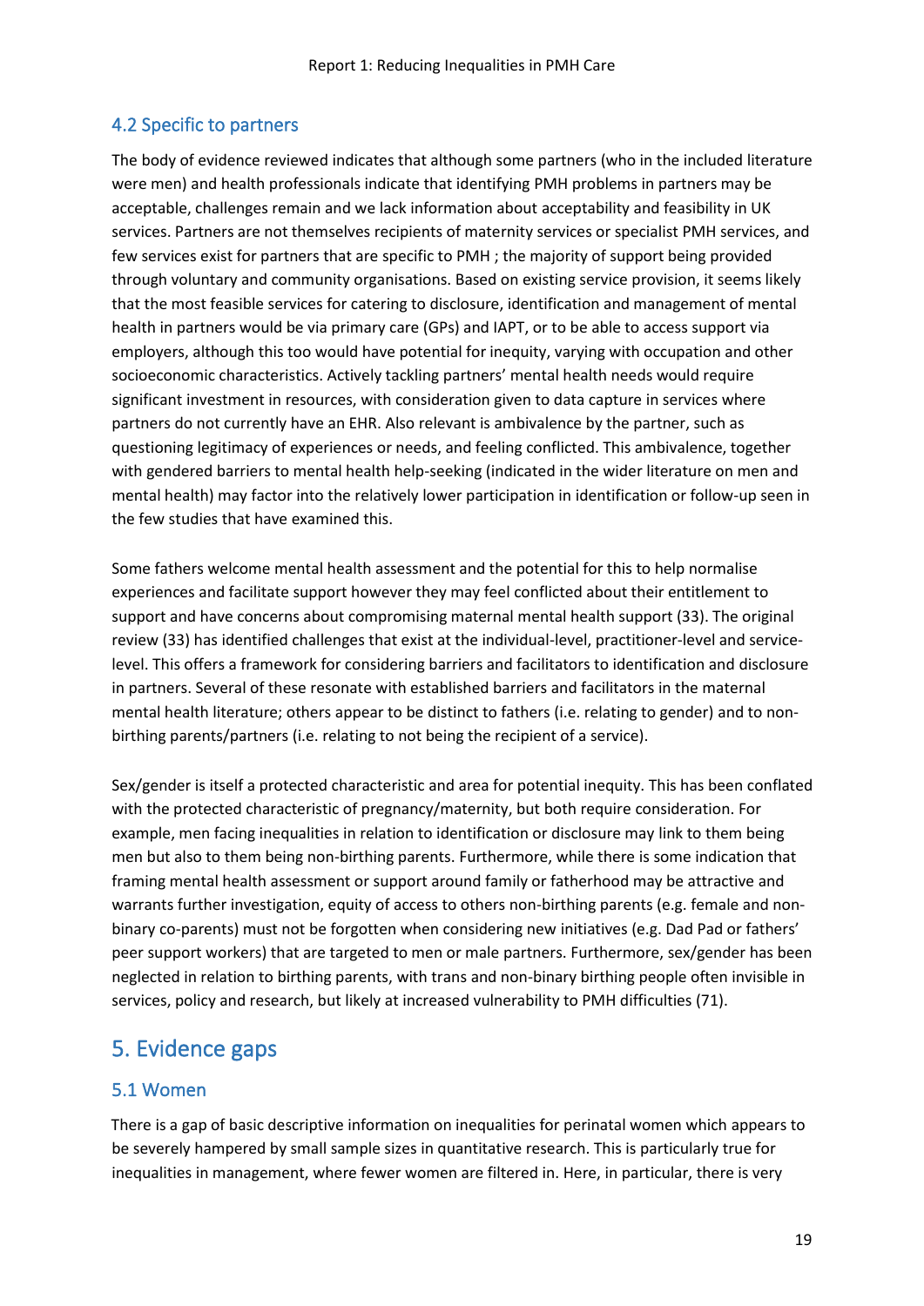## 4.2 Specific to partners

The body of evidence reviewed indicates that although some partners (who in the included literature were men) and health professionals indicate that identifying PMH problems in partners may be acceptable, challenges remain and we lack information about acceptability and feasibility in UK services. Partners are not themselves recipients of maternity services or specialist PMH services, and few services exist for partners that are specific to PMH ; the majority of support being provided through voluntary and community organisations. Based on existing service provision, it seems likely that the most feasible services for catering to disclosure, identification and management of mental health in partners would be via primary care (GPs) and IAPT, or to be able to access support via employers, although this too would have potential for inequity, varying with occupation and other socioeconomic characteristics. Actively tackling partners' mental health needs would require significant investment in resources, with consideration given to data capture in services where partners do not currently have an EHR. Also relevant is ambivalence by the partner, such as questioning legitimacy of experiences or needs, and feeling conflicted. This ambivalence, together with gendered barriers to mental health help-seeking (indicated in the wider literature on men and mental health) may factor into the relatively lower participation in identification or follow-up seen in the few studies that have examined this.

Some fathers welcome mental health assessment and the potential for this to help normalise experiences and facilitate support however they may feel conflicted about their entitlement to support and have concerns about compromising maternal mental health support (33). The original review (33) has identified challenges that exist at the individual-level, practitioner-level and service-level. This offers a framework for considering barriers and facilitators to identification and disclosure in partners. Several of these resonate with established barriers and facilitators in the maternal mental health literature; others appear to be distinct to fathers (i.e. relating to gender) and to non-birthing parents/partners (i.e. relating to not being the recipient of a service).

Sex/gender is itself a protected characteristic and area for potential inequity. This has been conflated with the protected characteristic of pregnancy/maternity, but both require consideration. For example, men facing inequalities in relation to identification or disclosure may link to them being men but also to them being non-birthing parents. Furthermore, while there is some indication that framing mental health assessment or support around family or fatherhood may be attractive and warrants further investigation, equity of access to others non-birthing parents (e.g. female and non-binary co-parents) must not be forgotten when considering new initiatives (e.g. Dad Pad or fathers' peer support workers) that are targeted to men or male partners. Furthermore, sex/gender has been neglected in relation to birthing parents, with trans and non-binary birthing people often invisible in services, policy and research, but likely at increased vulnerability to PMH difficulties (71).

# 5. Evidence gaps

## 5.1 Women

There is a gap of basic descriptive information on inequalities for perinatal women which appears to be severely hampered by small sample sizes in quantitative research. This is particularly true for inequalities in management, where fewer women are filtered in. Here, in particular, there is very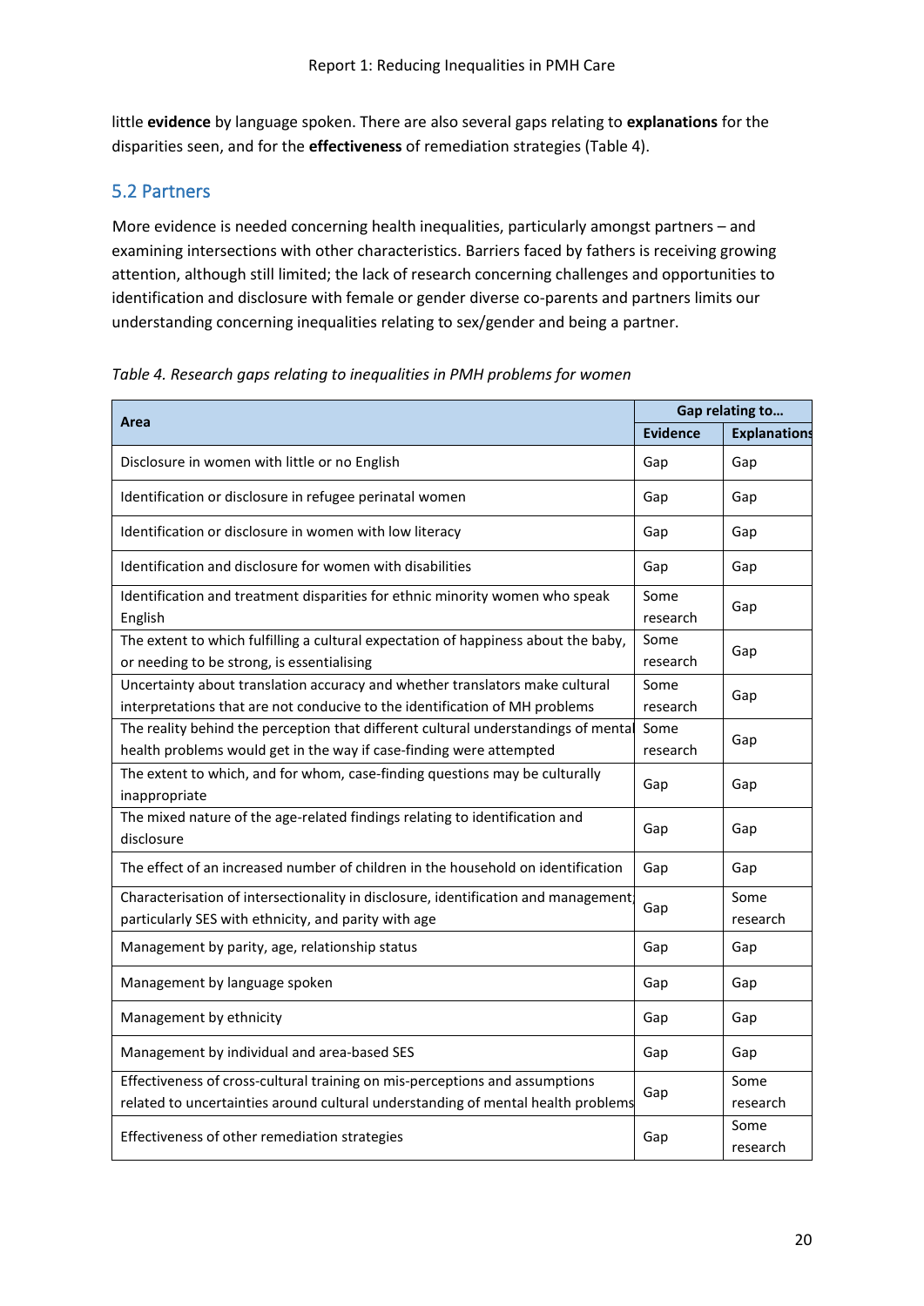little **evidence** by language spoken. There are also several gaps relating to **explanations** for the disparities seen, and for the **effectiveness** of remediation strategies (Table 4).

## 5.2 Partners

More evidence is needed concerning health inequalities, particularly amongst partners – and examining intersections with other characteristics. Barriers faced by fathers is receiving growing attention, although still limited; the lack of research concerning challenges and opportunities to identification and disclosure with female or gender diverse co-parents and partners limits our understanding concerning inequalities relating to sex/gender and being a partner.

*Table 4. Research gaps relating to inequalities in PMH problems for women*

| Area | Gap relating to… | |
|---|---|---|
| | **Evidence** | **Explanations** |
| Disclosure in women with little or no English | Gap | Gap |
| Identification or disclosure in refugee perinatal women | Gap | Gap |
| Identification or disclosure in women with low literacy | Gap | Gap |
| Identification and disclosure for women with disabilities | Gap | Gap |
| Identification and treatment disparities for ethnic minority women who speak English | Some research | Gap |
| The extent to which fulfilling a cultural expectation of happiness about the baby, or needing to be strong, is essentialising | Some research | Gap |
| Uncertainty about translation accuracy and whether translators make cultural interpretations that are not conducive to the identification of MH problems | Some research | Gap |
| The reality behind the perception that different cultural understandings of mental health problems would get in the way if case-finding were attempted | Some research | Gap |
| The extent to which, and for whom, case-finding questions may be culturally inappropriate | Gap | Gap |
| The mixed nature of the age-related findings relating to identification and disclosure | Gap | Gap |
| The effect of an increased number of children in the household on identification | Gap | Gap |
| Characterisation of intersectionality in disclosure, identification and management, particularly SES with ethnicity, and parity with age | Gap | Some research |
| Management by parity, age, relationship status | Gap | Gap |
| Management by language spoken | Gap | Gap |
| Management by ethnicity | Gap | Gap |
| Management by individual and area-based SES | Gap | Gap |
| Effectiveness of cross-cultural training on mis-perceptions and assumptions related to uncertainties around cultural understanding of mental health problems | Gap | Some research |
| Effectiveness of other remediation strategies | Gap | Some research |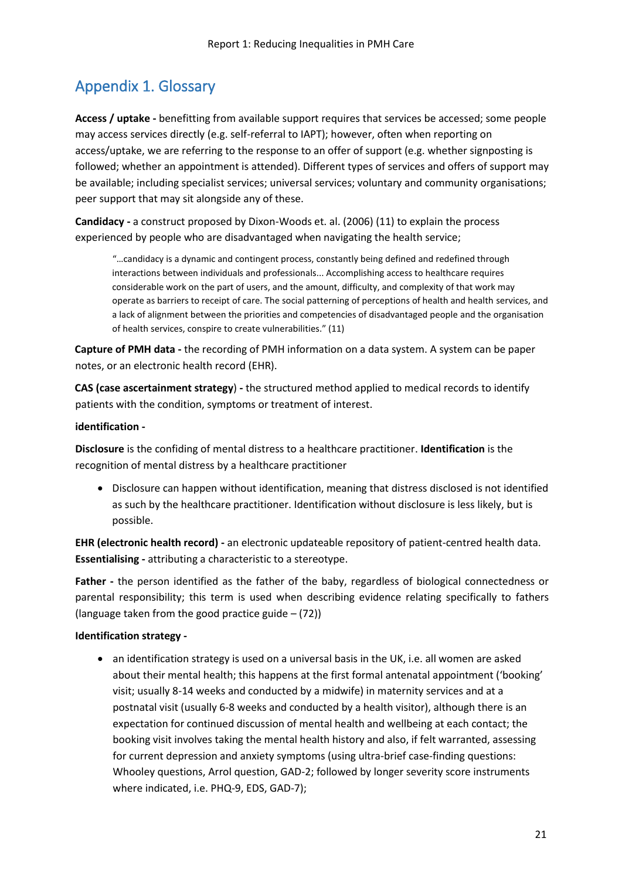# Appendix 1. Glossary

**Access / uptake -** benefitting from available support requires that services be accessed; some people may access services directly (e.g. self-referral to IAPT); however, often when reporting on access/uptake, we are referring to the response to an offer of support (e.g. whether signposting is followed; whether an appointment is attended). Different types of services and offers of support may be available; including specialist services; universal services; voluntary and community organisations; peer support that may sit alongside any of these.

**Candidacy -** a construct proposed by Dixon-Woods et. al. (2006) (11) to explain the process experienced by people who are disadvantaged when navigating the health service;

> "…candidacy is a dynamic and contingent process, constantly being defined and redefined through interactions between individuals and professionals... Accomplishing access to healthcare requires considerable work on the part of users, and the amount, difficulty, and complexity of that work may operate as barriers to receipt of care. The social patterning of perceptions of health and health services, and a lack of alignment between the priorities and competencies of disadvantaged people and the organisation of health services, conspire to create vulnerabilities." (11)

**Capture of PMH data -** the recording of PMH information on a data system. A system can be paper notes, or an electronic health record (EHR).

**CAS (case ascertainment strategy) -** the structured method applied to medical records to identify patients with the condition, symptoms or treatment of interest.

**identification -**

**Disclosure** is the confiding of mental distress to a healthcare practitioner. **Identification** is the recognition of mental distress by a healthcare practitioner

- Disclosure can happen without identification, meaning that distress disclosed is not identified as such by the healthcare practitioner. Identification without disclosure is less likely, but is possible.

**EHR (electronic health record) -** an electronic updateable repository of patient-centred health data.
**Essentialising -** attributing a characteristic to a stereotype.

**Father -** the person identified as the father of the baby, regardless of biological connectedness or parental responsibility; this term is used when describing evidence relating specifically to fathers (language taken from the good practice guide – (72))

**Identification strategy -**

- an identification strategy is used on a universal basis in the UK, i.e. all women are asked about their mental health; this happens at the first formal antenatal appointment ('booking' visit; usually 8-14 weeks and conducted by a midwife) in maternity services and at a postnatal visit (usually 6-8 weeks and conducted by a health visitor), although there is an expectation for continued discussion of mental health and wellbeing at each contact; the booking visit involves taking the mental health history and also, if felt warranted, assessing for current depression and anxiety symptoms (using ultra-brief case-finding questions: Whooley questions, Arrol question, GAD-2; followed by longer severity score instruments where indicated, i.e. PHQ-9, EDS, GAD-7);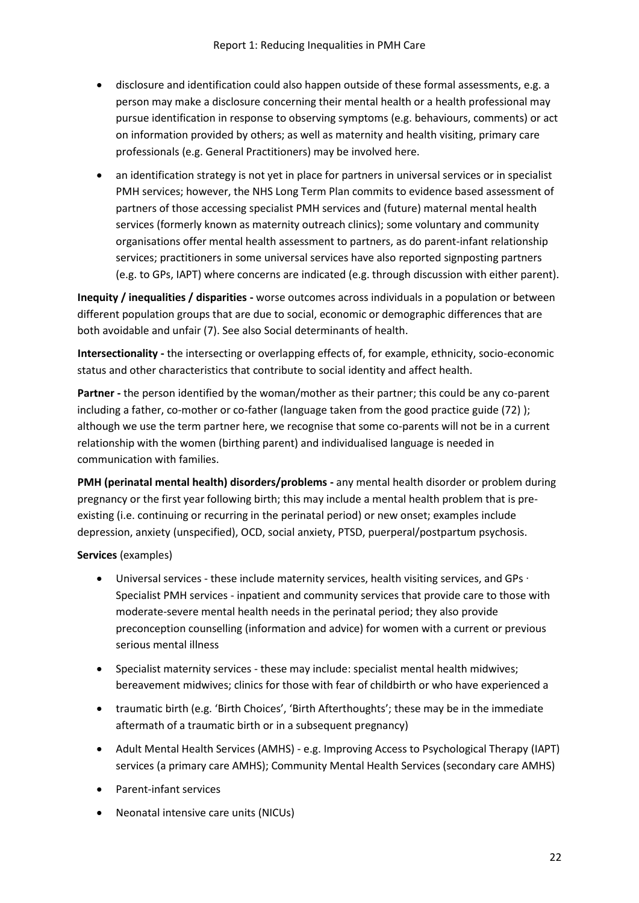- disclosure and identification could also happen outside of these formal assessments, e.g. a person may make a disclosure concerning their mental health or a health professional may pursue identification in response to observing symptoms (e.g. behaviours, comments) or act on information provided by others; as well as maternity and health visiting, primary care professionals (e.g. General Practitioners) may be involved here.
- an identification strategy is not yet in place for partners in universal services or in specialist PMH services; however, the NHS Long Term Plan commits to evidence based assessment of partners of those accessing specialist PMH services and (future) maternal mental health services (formerly known as maternity outreach clinics); some voluntary and community organisations offer mental health assessment to partners, as do parent-infant relationship services; practitioners in some universal services have also reported signposting partners (e.g. to GPs, IAPT) where concerns are indicated (e.g. through discussion with either parent).

**Inequity / inequalities / disparities -** worse outcomes across individuals in a population or between different population groups that are due to social, economic or demographic differences that are both avoidable and unfair (7). See also Social determinants of health.

**Intersectionality -** the intersecting or overlapping effects of, for example, ethnicity, socio-economic status and other characteristics that contribute to social identity and affect health.

**Partner -** the person identified by the woman/mother as their partner; this could be any co-parent including a father, co-mother or co-father (language taken from the good practice guide (72) ); although we use the term partner here, we recognise that some co-parents will not be in a current relationship with the women (birthing parent) and individualised language is needed in communication with families.

**PMH (perinatal mental health) disorders/problems -** any mental health disorder or problem during pregnancy or the first year following birth; this may include a mental health problem that is pre-existing (i.e. continuing or recurring in the perinatal period) or new onset; examples include depression, anxiety (unspecified), OCD, social anxiety, PTSD, puerperal/postpartum psychosis.

**Services** (examples)

- Universal services - these include maternity services, health visiting services, and GPs · Specialist PMH services - inpatient and community services that provide care to those with moderate-severe mental health needs in the perinatal period; they also provide preconception counselling (information and advice) for women with a current or previous serious mental illness
- Specialist maternity services - these may include: specialist mental health midwives; bereavement midwives; clinics for those with fear of childbirth or who have experienced a
- traumatic birth (e.g. 'Birth Choices', 'Birth Afterthoughts'; these may be in the immediate aftermath of a traumatic birth or in a subsequent pregnancy)
- Adult Mental Health Services (AMHS) - e.g. Improving Access to Psychological Therapy (IAPT) services (a primary care AMHS); Community Mental Health Services (secondary care AMHS)
- Parent-infant services
- Neonatal intensive care units (NICUs)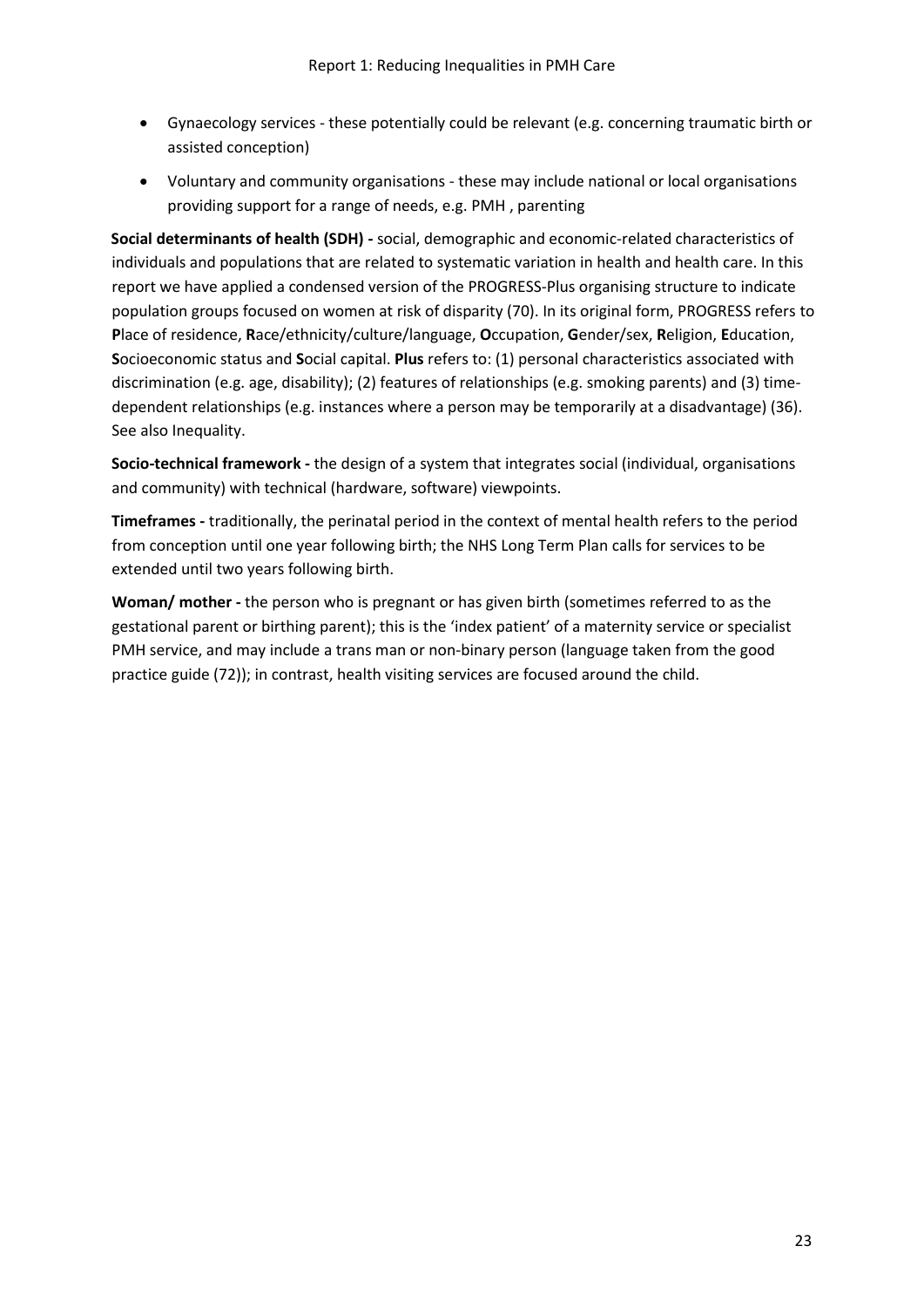- Gynaecology services - these potentially could be relevant (e.g. concerning traumatic birth or assisted conception)
- Voluntary and community organisations - these may include national or local organisations providing support for a range of needs, e.g. PMH , parenting

**Social determinants of health (SDH) -** social, demographic and economic-related characteristics of individuals and populations that are related to systematic variation in health and health care. In this report we have applied a condensed version of the PROGRESS-Plus organising structure to indicate population groups focused on women at risk of disparity (70). In its original form, PROGRESS refers to **P**lace of residence, **R**ace/ethnicity/culture/language, **O**ccupation, **G**ender/sex, **R**eligion, **E**ducation, **S**ocioeconomic status and **S**ocial capital. **Plus** refers to: (1) personal characteristics associated with discrimination (e.g. age, disability); (2) features of relationships (e.g. smoking parents) and (3) time-dependent relationships (e.g. instances where a person may be temporarily at a disadvantage) (36). See also Inequality.

**Socio-technical framework -** the design of a system that integrates social (individual, organisations and community) with technical (hardware, software) viewpoints.

**Timeframes -** traditionally, the perinatal period in the context of mental health refers to the period from conception until one year following birth; the NHS Long Term Plan calls for services to be extended until two years following birth.

**Woman/ mother -** the person who is pregnant or has given birth (sometimes referred to as the gestational parent or birthing parent); this is the 'index patient' of a maternity service or specialist PMH service, and may include a trans man or non-binary person (language taken from the good practice guide (72)); in contrast, health visiting services are focused around the child.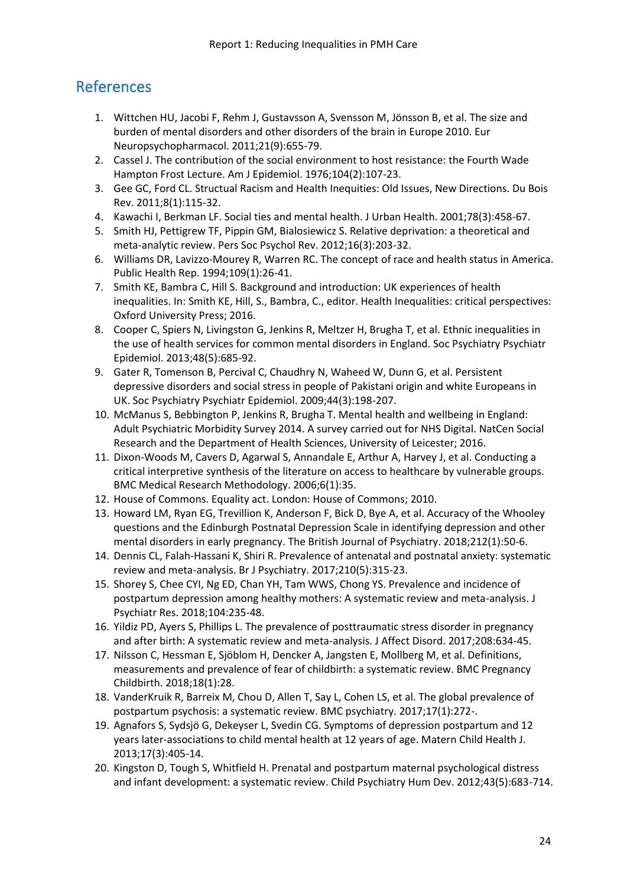## References

1. Wittchen HU, Jacobi F, Rehm J, Gustavsson A, Svensson M, Jönsson B, et al. The size and burden of mental disorders and other disorders of the brain in Europe 2010. Eur Neuropsychopharmacol. 2011;21(9):655-79.
2. Cassel J. The contribution of the social environment to host resistance: the Fourth Wade Hampton Frost Lecture. Am J Epidemiol. 1976;104(2):107-23.
3. Gee GC, Ford CL. Structural Racism and Health Inequities: Old Issues, New Directions. Du Bois Rev. 2011;8(1):115-32.
4. Kawachi I, Berkman LF. Social ties and mental health. J Urban Health. 2001;78(3):458-67.
5. Smith HJ, Pettigrew TF, Pippin GM, Bialosiewicz S. Relative deprivation: a theoretical and meta-analytic review. Pers Soc Psychol Rev. 2012;16(3):203-32.
6. Williams DR, Lavizzo-Mourey R, Warren RC. The concept of race and health status in America. Public Health Rep. 1994;109(1):26-41.
7. Smith KE, Bambra C, Hill S. Background and introduction: UK experiences of health inequalities. In: Smith KE, Hill, S., Bambra, C., editor. Health Inequalities: critical perspectives: Oxford University Press; 2016.
8. Cooper C, Spiers N, Livingston G, Jenkins R, Meltzer H, Brugha T, et al. Ethnic inequalities in the use of health services for common mental disorders in England. Soc Psychiatry Psychiatr Epidemiol. 2013;48(5):685-92.
9. Gater R, Tomenson B, Percival C, Chaudhry N, Waheed W, Dunn G, et al. Persistent depressive disorders and social stress in people of Pakistani origin and white Europeans in UK. Soc Psychiatry Psychiatr Epidemiol. 2009;44(3):198-207.
10. McManus S, Bebbington P, Jenkins R, Brugha T. Mental health and wellbeing in England: Adult Psychiatric Morbidity Survey 2014. A survey carried out for NHS Digital. NatCen Social Research and the Department of Health Sciences, University of Leicester; 2016.
11. Dixon-Woods M, Cavers D, Agarwal S, Annandale E, Arthur A, Harvey J, et al. Conducting a critical interpretive synthesis of the literature on access to healthcare by vulnerable groups. BMC Medical Research Methodology. 2006;6(1):35.
12. House of Commons. Equality act. London: House of Commons; 2010.
13. Howard LM, Ryan EG, Trevillion K, Anderson F, Bick D, Bye A, et al. Accuracy of the Whooley questions and the Edinburgh Postnatal Depression Scale in identifying depression and other mental disorders in early pregnancy. The British Journal of Psychiatry. 2018;212(1):50-6.
14. Dennis CL, Falah-Hassani K, Shiri R. Prevalence of antenatal and postnatal anxiety: systematic review and meta-analysis. Br J Psychiatry. 2017;210(5):315-23.
15. Shorey S, Chee CYI, Ng ED, Chan YH, Tam WWS, Chong YS. Prevalence and incidence of postpartum depression among healthy mothers: A systematic review and meta-analysis. J Psychiatr Res. 2018;104:235-48.
16. Yildiz PD, Ayers S, Phillips L. The prevalence of posttraumatic stress disorder in pregnancy and after birth: A systematic review and meta-analysis. J Affect Disord. 2017;208:634-45.
17. Nilsson C, Hessman E, Sjöblom H, Dencker A, Jangsten E, Mollberg M, et al. Definitions, measurements and prevalence of fear of childbirth: a systematic review. BMC Pregnancy Childbirth. 2018;18(1):28.
18. VanderKruik R, Barreix M, Chou D, Allen T, Say L, Cohen LS, et al. The global prevalence of postpartum psychosis: a systematic review. BMC psychiatry. 2017;17(1):272-.
19. Agnafors S, Sydsjö G, Dekeyser L, Svedin CG. Symptoms of depression postpartum and 12 years later-associations to child mental health at 12 years of age. Matern Child Health J. 2013;17(3):405-14.
20. Kingston D, Tough S, Whitfield H. Prenatal and postpartum maternal psychological distress and infant development: a systematic review. Child Psychiatry Hum Dev. 2012;43(5):683-714.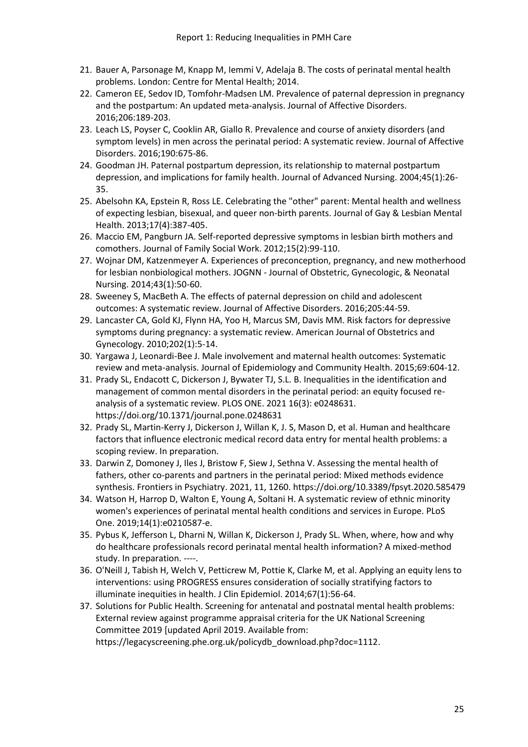21. Bauer A, Parsonage M, Knapp M, Iemmi V, Adelaja B. The costs of perinatal mental health problems. London: Centre for Mental Health; 2014.
22. Cameron EE, Sedov ID, Tomfohr-Madsen LM. Prevalence of paternal depression in pregnancy and the postpartum: An updated meta-analysis. Journal of Affective Disorders. 2016;206:189-203.
23. Leach LS, Poyser C, Cooklin AR, Giallo R. Prevalence and course of anxiety disorders (and symptom levels) in men across the perinatal period: A systematic review. Journal of Affective Disorders. 2016;190:675-86.
24. Goodman JH. Paternal postpartum depression, its relationship to maternal postpartum depression, and implications for family health. Journal of Advanced Nursing. 2004;45(1):26-35.
25. Abelsohn KA, Epstein R, Ross LE. Celebrating the "other" parent: Mental health and wellness of expecting lesbian, bisexual, and queer non-birth parents. Journal of Gay & Lesbian Mental Health. 2013;17(4):387-405.
26. Maccio EM, Pangburn JA. Self-reported depressive symptoms in lesbian birth mothers and comothers. Journal of Family Social Work. 2012;15(2):99-110.
27. Wojnar DM, Katzenmeyer A. Experiences of preconception, pregnancy, and new motherhood for lesbian nonbiological mothers. JOGNN - Journal of Obstetric, Gynecologic, & Neonatal Nursing. 2014;43(1):50-60.
28. Sweeney S, MacBeth A. The effects of paternal depression on child and adolescent outcomes: A systematic review. Journal of Affective Disorders. 2016;205:44-59.
29. Lancaster CA, Gold KJ, Flynn HA, Yoo H, Marcus SM, Davis MM. Risk factors for depressive symptoms during pregnancy: a systematic review. American Journal of Obstetrics and Gynecology. 2010;202(1):5-14.
30. Yargawa J, Leonardi-Bee J. Male involvement and maternal health outcomes: Systematic review and meta-analysis. Journal of Epidemiology and Community Health. 2015;69:604-12.
31. Prady SL, Endacott C, Dickerson J, Bywater TJ, S.L. B. Inequalities in the identification and management of common mental disorders in the perinatal period: an equity focused re-analysis of a systematic review. PLOS ONE. 2021 16(3): e0248631. https://doi.org/10.1371/journal.pone.0248631
32. Prady SL, Martin-Kerry J, Dickerson J, Willan K, J. S, Mason D, et al. Human and healthcare factors that influence electronic medical record data entry for mental health problems: a scoping review. In preparation.
33. Darwin Z, Domoney J, Iles J, Bristow F, Siew J, Sethna V. Assessing the mental health of fathers, other co-parents and partners in the perinatal period: Mixed methods evidence synthesis. Frontiers in Psychiatry. 2021, 11, 1260. https://doi.org/10.3389/fpsyt.2020.585479
34. Watson H, Harrop D, Walton E, Young A, Soltani H. A systematic review of ethnic minority women's experiences of perinatal mental health conditions and services in Europe. PLoS One. 2019;14(1):e0210587-e.
35. Pybus K, Jefferson L, Dharni N, Willan K, Dickerson J, Prady SL. When, where, how and why do healthcare professionals record perinatal mental health information? A mixed-method study. In preparation. ----.
36. O'Neill J, Tabish H, Welch V, Petticrew M, Pottie K, Clarke M, et al. Applying an equity lens to interventions: using PROGRESS ensures consideration of socially stratifying factors to illuminate inequities in health. J Clin Epidemiol. 2014;67(1):56-64.
37. Solutions for Public Health. Screening for antenatal and postnatal mental health problems: External review against programme appraisal criteria for the UK National Screening Committee 2019 [updated April 2019. Available from: https://legacyscreening.phe.org.uk/policydb_download.php?doc=1112.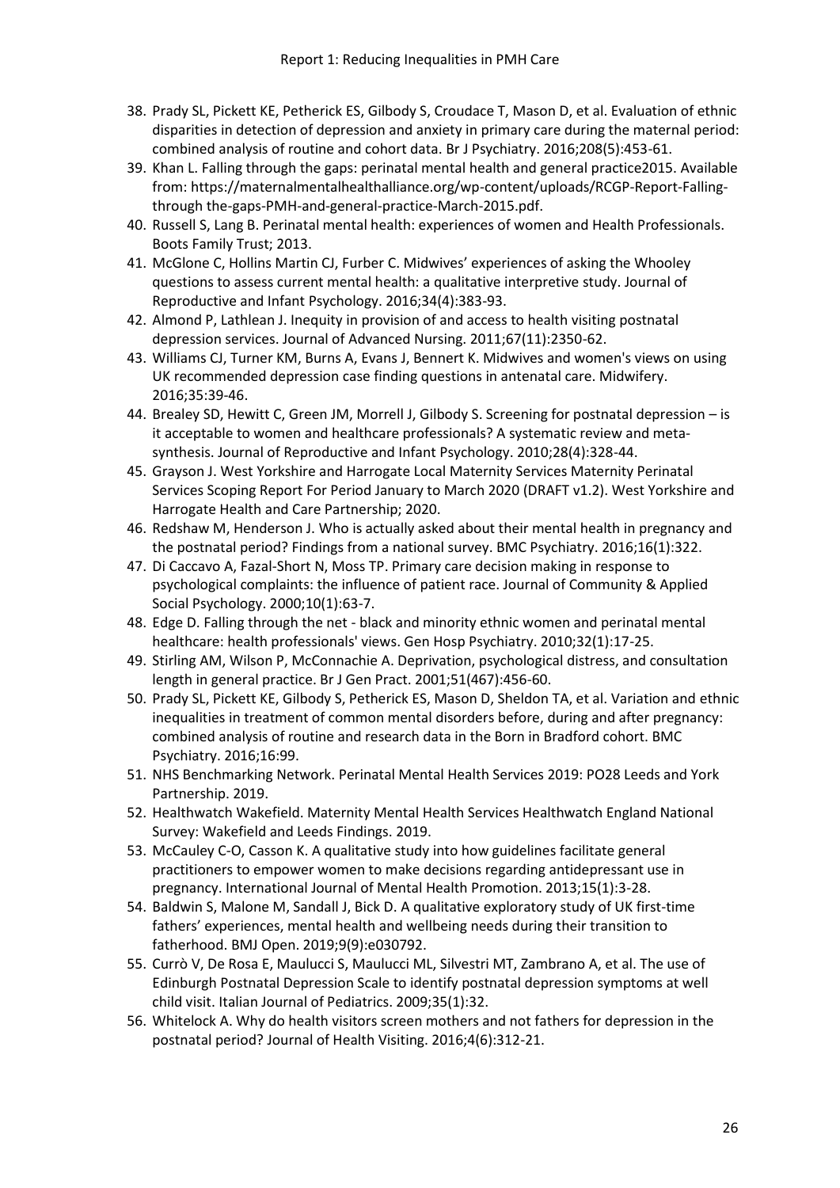38. Prady SL, Pickett KE, Petherick ES, Gilbody S, Croudace T, Mason D, et al. Evaluation of ethnic disparities in detection of depression and anxiety in primary care during the maternal period: combined analysis of routine and cohort data. Br J Psychiatry. 2016;208(5):453-61.
39. Khan L. Falling through the gaps: perinatal mental health and general practice2015. Available from: https://maternalmentalhealthalliance.org/wp-content/uploads/RCGP-Report-Falling-through the-gaps-PMH-and-general-practice-March-2015.pdf.
40. Russell S, Lang B. Perinatal mental health: experiences of women and Health Professionals. Boots Family Trust; 2013.
41. McGlone C, Hollins Martin CJ, Furber C. Midwives' experiences of asking the Whooley questions to assess current mental health: a qualitative interpretive study. Journal of Reproductive and Infant Psychology. 2016;34(4):383-93.
42. Almond P, Lathlean J. Inequity in provision of and access to health visiting postnatal depression services. Journal of Advanced Nursing. 2011;67(11):2350-62.
43. Williams CJ, Turner KM, Burns A, Evans J, Bennert K. Midwives and women's views on using UK recommended depression case finding questions in antenatal care. Midwifery. 2016;35:39-46.
44. Brealey SD, Hewitt C, Green JM, Morrell J, Gilbody S. Screening for postnatal depression – is it acceptable to women and healthcare professionals? A systematic review and meta-synthesis. Journal of Reproductive and Infant Psychology. 2010;28(4):328-44.
45. Grayson J. West Yorkshire and Harrogate Local Maternity Services Maternity Perinatal Services Scoping Report For Period January to March 2020 (DRAFT v1.2). West Yorkshire and Harrogate Health and Care Partnership; 2020.
46. Redshaw M, Henderson J. Who is actually asked about their mental health in pregnancy and the postnatal period? Findings from a national survey. BMC Psychiatry. 2016;16(1):322.
47. Di Caccavo A, Fazal-Short N, Moss TP. Primary care decision making in response to psychological complaints: the influence of patient race. Journal of Community & Applied Social Psychology. 2000;10(1):63-7.
48. Edge D. Falling through the net - black and minority ethnic women and perinatal mental healthcare: health professionals' views. Gen Hosp Psychiatry. 2010;32(1):17-25.
49. Stirling AM, Wilson P, McConnachie A. Deprivation, psychological distress, and consultation length in general practice. Br J Gen Pract. 2001;51(467):456-60.
50. Prady SL, Pickett KE, Gilbody S, Petherick ES, Mason D, Sheldon TA, et al. Variation and ethnic inequalities in treatment of common mental disorders before, during and after pregnancy: combined analysis of routine and research data in the Born in Bradford cohort. BMC Psychiatry. 2016;16:99.
51. NHS Benchmarking Network. Perinatal Mental Health Services 2019: PO28 Leeds and York Partnership. 2019.
52. Healthwatch Wakefield. Maternity Mental Health Services Healthwatch England National Survey: Wakefield and Leeds Findings. 2019.
53. McCauley C-O, Casson K. A qualitative study into how guidelines facilitate general practitioners to empower women to make decisions regarding antidepressant use in pregnancy. International Journal of Mental Health Promotion. 2013;15(1):3-28.
54. Baldwin S, Malone M, Sandall J, Bick D. A qualitative exploratory study of UK first-time fathers' experiences, mental health and wellbeing needs during their transition to fatherhood. BMJ Open. 2019;9(9):e030792.
55. Currò V, De Rosa E, Maulucci S, Maulucci ML, Silvestri MT, Zambrano A, et al. The use of Edinburgh Postnatal Depression Scale to identify postnatal depression symptoms at well child visit. Italian Journal of Pediatrics. 2009;35(1):32.
56. Whitelock A. Why do health visitors screen mothers and not fathers for depression in the postnatal period? Journal of Health Visiting. 2016;4(6):312-21.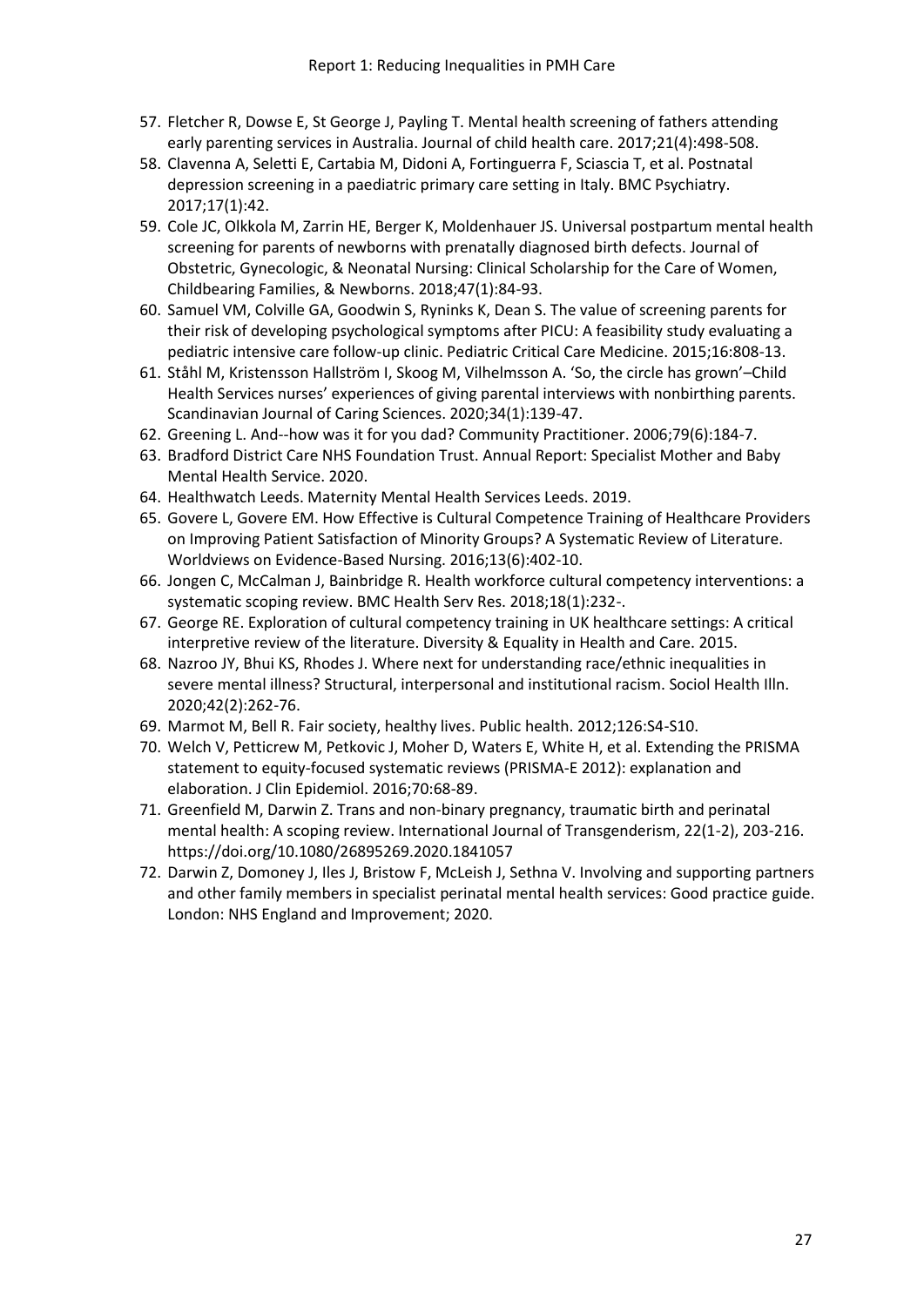57. Fletcher R, Dowse E, St George J, Payling T. Mental health screening of fathers attending early parenting services in Australia. Journal of child health care. 2017;21(4):498-508.
58. Clavenna A, Seletti E, Cartabia M, Didoni A, Fortinguerra F, Sciascia T, et al. Postnatal depression screening in a paediatric primary care setting in Italy. BMC Psychiatry. 2017;17(1):42.
59. Cole JC, Olkkola M, Zarrin HE, Berger K, Moldenhauer JS. Universal postpartum mental health screening for parents of newborns with prenatally diagnosed birth defects. Journal of Obstetric, Gynecologic, & Neonatal Nursing: Clinical Scholarship for the Care of Women, Childbearing Families, & Newborns. 2018;47(1):84-93.
60. Samuel VM, Colville GA, Goodwin S, Ryninks K, Dean S. The value of screening parents for their risk of developing psychological symptoms after PICU: A feasibility study evaluating a pediatric intensive care follow-up clinic. Pediatric Critical Care Medicine. 2015;16:808-13.
61. Ståhl M, Kristensson Hallström I, Skoog M, Vilhelmsson A. 'So, the circle has grown'–Child Health Services nurses' experiences of giving parental interviews with nonbirthing parents. Scandinavian Journal of Caring Sciences. 2020;34(1):139-47.
62. Greening L. And--how was it for you dad? Community Practitioner. 2006;79(6):184-7.
63. Bradford District Care NHS Foundation Trust. Annual Report: Specialist Mother and Baby Mental Health Service. 2020.
64. Healthwatch Leeds. Maternity Mental Health Services Leeds. 2019.
65. Govere L, Govere EM. How Effective is Cultural Competence Training of Healthcare Providers on Improving Patient Satisfaction of Minority Groups? A Systematic Review of Literature. Worldviews on Evidence-Based Nursing. 2016;13(6):402-10.
66. Jongen C, McCalman J, Bainbridge R. Health workforce cultural competency interventions: a systematic scoping review. BMC Health Serv Res. 2018;18(1):232-.
67. George RE. Exploration of cultural competency training in UK healthcare settings: A critical interpretive review of the literature. Diversity & Equality in Health and Care. 2015.
68. Nazroo JY, Bhui KS, Rhodes J. Where next for understanding race/ethnic inequalities in severe mental illness? Structural, interpersonal and institutional racism. Sociol Health Illn. 2020;42(2):262-76.
69. Marmot M, Bell R. Fair society, healthy lives. Public health. 2012;126:S4-S10.
70. Welch V, Petticrew M, Petkovic J, Moher D, Waters E, White H, et al. Extending the PRISMA statement to equity-focused systematic reviews (PRISMA-E 2012): explanation and elaboration. J Clin Epidemiol. 2016;70:68-89.
71. Greenfield M, Darwin Z. Trans and non-binary pregnancy, traumatic birth and perinatal mental health: A scoping review. International Journal of Transgenderism, 22(1-2), 203-216. https://doi.org/10.1080/26895269.2020.1841057
72. Darwin Z, Domoney J, Iles J, Bristow F, McLeish J, Sethna V. Involving and supporting partners and other family members in specialist perinatal mental health services: Good practice guide. London: NHS England and Improvement; 2020.